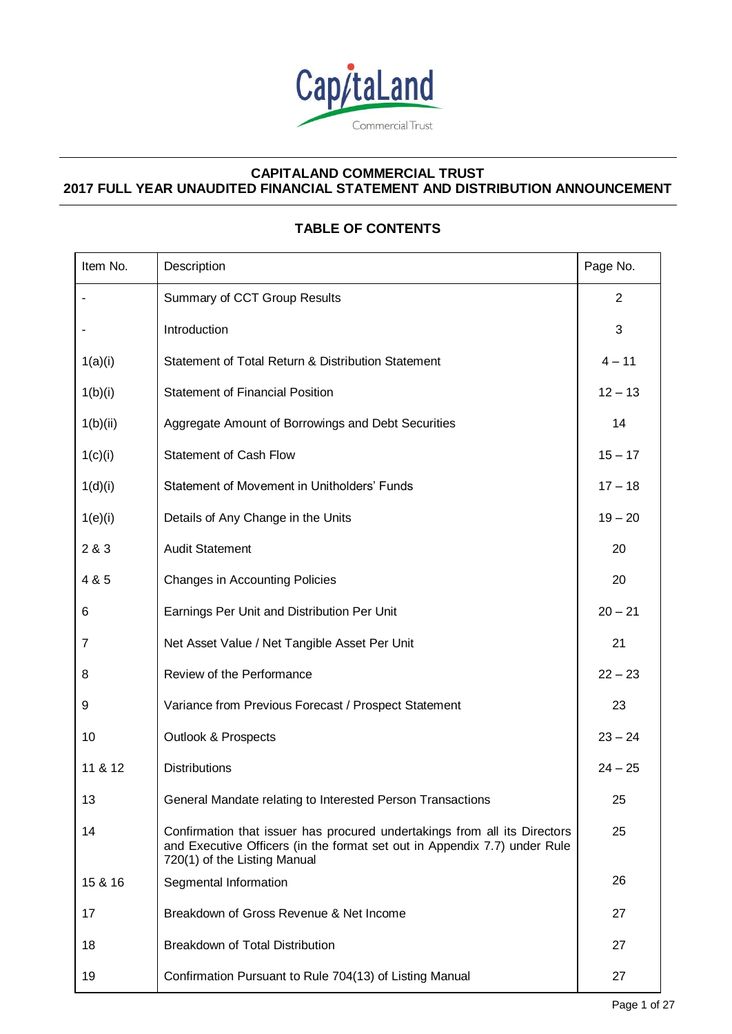# CAPITALAND COMMERCIAL TRUST
## 2017 FULL YEAR UNAUDITED FINANCIAL STATEMENT AND DISTRIBUTION ANNOUNCEMENT

### TABLE OF CONTENTS

| Item No. | Description | Page No. |
|---|---|---|
| - | Summary of CCT Group Results | 2 |
| - | Introduction | 3 |
| 1(a)(i) | Statement of Total Return & Distribution Statement | 4 – 11 |
| 1(b)(i) | Statement of Financial Position | 12 – 13 |
| 1(b)(ii) | Aggregate Amount of Borrowings and Debt Securities | 14 |
| 1(c)(i) | Statement of Cash Flow | 15 – 17 |
| 1(d)(i) | Statement of Movement in Unitholders' Funds | 17 – 18 |
| 1(e)(i) | Details of Any Change in the Units | 19 – 20 |
| 2 & 3 | Audit Statement | 20 |
| 4 & 5 | Changes in Accounting Policies | 20 |
| 6 | Earnings Per Unit and Distribution Per Unit | 20 – 21 |
| 7 | Net Asset Value / Net Tangible Asset Per Unit | 21 |
| 8 | Review of the Performance | 22 – 23 |
| 9 | Variance from Previous Forecast / Prospect Statement | 23 |
| 10 | Outlook & Prospects | 23 – 24 |
| 11 & 12 | Distributions | 24 – 25 |
| 13 | General Mandate relating to Interested Person Transactions | 25 |
| 14 | Confirmation that issuer has procured undertakings from all its Directors and Executive Officers (in the format set out in Appendix 7.7) under Rule 720(1) of the Listing Manual | 25 |
| 15 & 16 | Segmental Information | 26 |
| 17 | Breakdown of Gross Revenue & Net Income | 27 |
| 18 | Breakdown of Total Distribution | 27 |
| 19 | Confirmation Pursuant to Rule 704(13) of Listing Manual | 27 |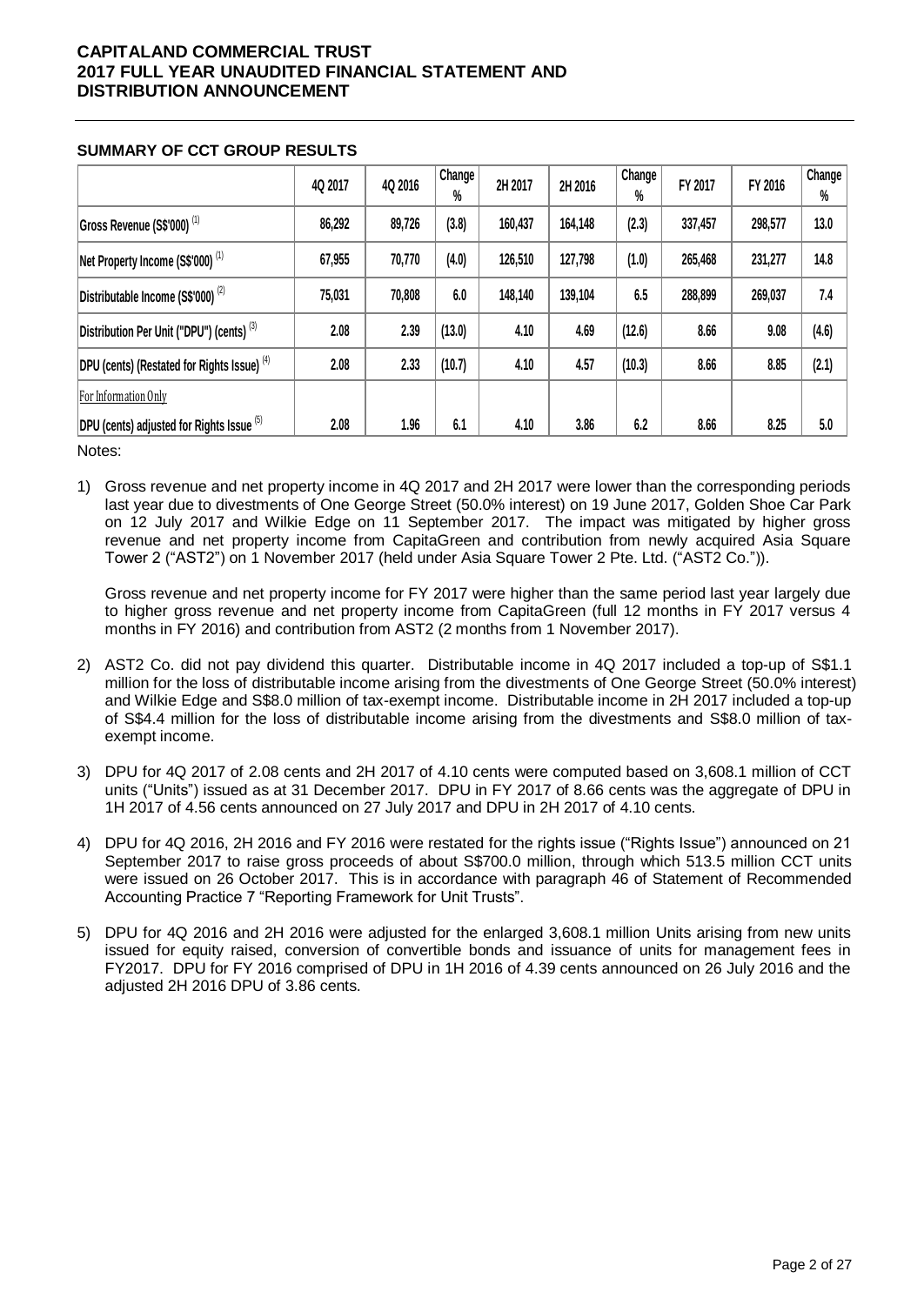**SUMMARY OF CCT GROUP RESULTS**

| | 4Q 2017 | 4Q 2016 | Change % | 2H 2017 | 2H 2016 | Change % | FY 2017 | FY 2016 | Change % |
|---|---|---|---|---|---|---|---|---|---|
| Gross Revenue (S$'000) [(1)] | 86,292 | 89,726 | (3.8) | 160,437 | 164,148 | (2.3) | 337,457 | 298,577 | 13.0 |
| Net Property Income (S$'000) [(1)] | 67,955 | 70,770 | (4.0) | 126,510 | 127,798 | (1.0) | 265,468 | 231,277 | 14.8 |
| Distributable Income (S$'000) [(2)] | 75,031 | 70,808 | 6.0 | 148,140 | 139,104 | 6.5 | 288,899 | 269,037 | 7.4 |
| Distribution Per Unit ("DPU") (cents) [(3)] | 2.08 | 2.39 | (13.0) | 4.10 | 4.69 | (12.6) | 8.66 | 9.08 | (4.6) |
| DPU (cents) (Restated for Rights Issue) [(4)] | 2.08 | 2.33 | (10.7) | 4.10 | 4.57 | (10.3) | 8.66 | 8.85 | (2.1) |
| For Information Only | | | | | | | | | |
| DPU (cents) adjusted for Rights Issue [(5)] | 2.08 | 1.96 | 6.1 | 4.10 | 3.86 | 6.2 | 8.66 | 8.25 | 5.0 |

Notes:

1) Gross revenue and net property income in 4Q 2017 and 2H 2017 were lower than the corresponding periods last year due to divestments of One George Street (50.0% interest) on 19 June 2017, Golden Shoe Car Park on 12 July 2017 and Wilkie Edge on 11 September 2017. The impact was mitigated by higher gross revenue and net property income from CapitaGreen and contribution from newly acquired Asia Square Tower 2 ("AST2") on 1 November 2017 (held under Asia Square Tower 2 Pte. Ltd. ("AST2 Co.")).

   Gross revenue and net property income for FY 2017 were higher than the same period last year largely due to higher gross revenue and net property income from CapitaGreen (full 12 months in FY 2017 versus 4 months in FY 2016) and contribution from AST2 (2 months from 1 November 2017).

2) AST2 Co. did not pay dividend this quarter. Distributable income in 4Q 2017 included a top-up of S$1.1 million for the loss of distributable income arising from the divestments of One George Street (50.0% interest) and Wilkie Edge and S$8.0 million of tax-exempt income. Distributable income in 2H 2017 included a top-up of S$4.4 million for the loss of distributable income arising from the divestments and S$8.0 million of tax-exempt income.

3) DPU for 4Q 2017 of 2.08 cents and 2H 2017 of 4.10 cents were computed based on 3,608.1 million of CCT units ("Units") issued as at 31 December 2017. DPU in FY 2017 of 8.66 cents was the aggregate of DPU in 1H 2017 of 4.56 cents announced on 27 July 2017 and DPU in 2H 2017 of 4.10 cents.

4) DPU for 4Q 2016, 2H 2016 and FY 2016 were restated for the rights issue ("Rights Issue") announced on 21 September 2017 to raise gross proceeds of about S$700.0 million, through which 513.5 million CCT units were issued on 26 October 2017. This is in accordance with paragraph 46 of Statement of Recommended Accounting Practice 7 "Reporting Framework for Unit Trusts".

5) DPU for 4Q 2016 and 2H 2016 were adjusted for the enlarged 3,608.1 million Units arising from new units issued for equity raised, conversion of convertible bonds and issuance of units for management fees in FY2017. DPU for FY 2016 comprised of DPU in 1H 2016 of 4.39 cents announced on 26 July 2016 and the adjusted 2H 2016 DPU of 3.86 cents.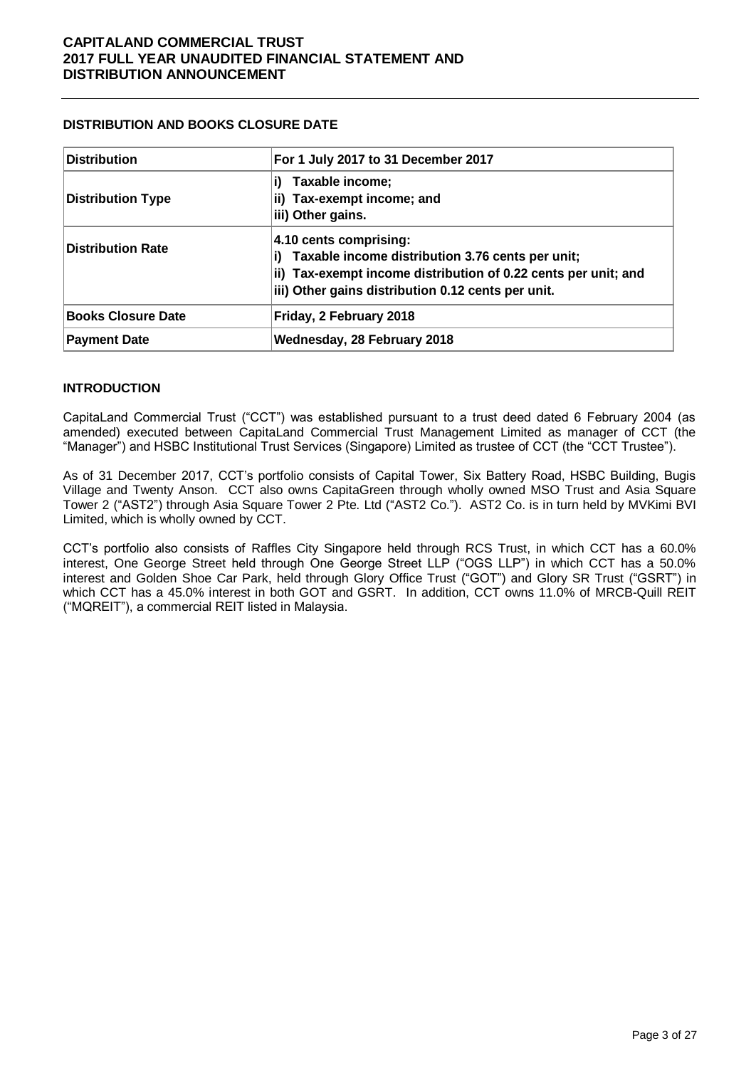## DISTRIBUTION AND BOOKS CLOSURE DATE

| **Distribution** | **For 1 July 2017 to 31 December 2017** |
|---|---|
| **Distribution Type** | **i) Taxable income;**<br>**ii) Tax-exempt income; and**<br>**iii) Other gains.** |
| **Distribution Rate** | **4.10 cents comprising:**<br>**i) Taxable income distribution 3.76 cents per unit;**<br>**ii) Tax-exempt income distribution of 0.22 cents per unit; and**<br>**iii) Other gains distribution 0.12 cents per unit.** |
| **Books Closure Date** | **Friday, 2 February 2018** |
| **Payment Date** | **Wednesday, 28 February 2018** |

## INTRODUCTION

CapitaLand Commercial Trust ("CCT") was established pursuant to a trust deed dated 6 February 2004 (as amended) executed between CapitaLand Commercial Trust Management Limited as manager of CCT (the "Manager") and HSBC Institutional Trust Services (Singapore) Limited as trustee of CCT (the "CCT Trustee").

As of 31 December 2017, CCT's portfolio consists of Capital Tower, Six Battery Road, HSBC Building, Bugis Village and Twenty Anson. CCT also owns CapitaGreen through wholly owned MSO Trust and Asia Square Tower 2 ("AST2") through Asia Square Tower 2 Pte. Ltd ("AST2 Co."). AST2 Co. is in turn held by MVKimi BVI Limited, which is wholly owned by CCT.

CCT's portfolio also consists of Raffles City Singapore held through RCS Trust, in which CCT has a 60.0% interest, One George Street held through One George Street LLP ("OGS LLP") in which CCT has a 50.0% interest and Golden Shoe Car Park, held through Glory Office Trust ("GOT") and Glory SR Trust ("GSRT") in which CCT has a 45.0% interest in both GOT and GSRT. In addition, CCT owns 11.0% of MRCB-Quill REIT ("MQREIT"), a commercial REIT listed in Malaysia.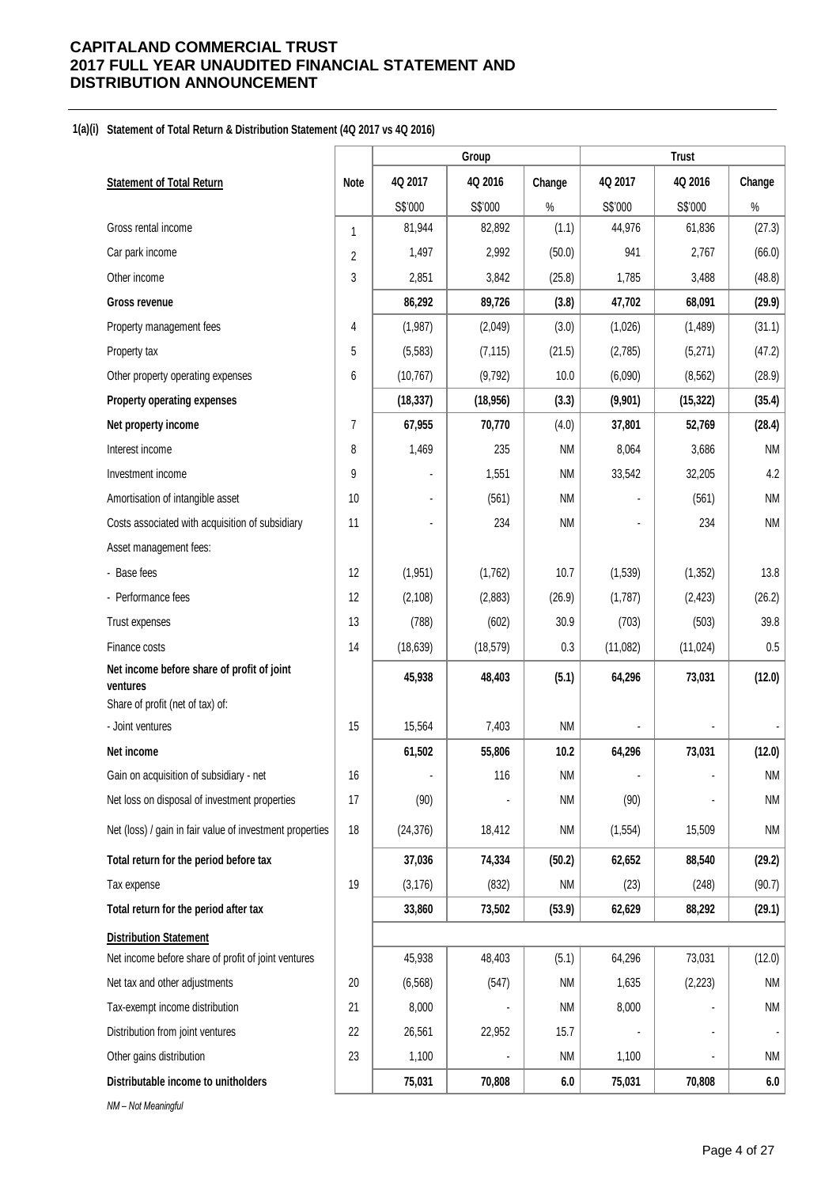**1(a)(i) Statement of Total Return & Distribution Statement (4Q 2017 vs 4Q 2016)**

| | | Group | | | Trust | | |
|---|---|---|---|---|---|---|---|
| **Statement of Total Return** | **Note** | **4Q 2017** | **4Q 2016** | **Change** | **4Q 2017** | **4Q 2016** | **Change** |
| | | S$'000 | S$'000 | % | S$'000 | S$'000 | % |
| Gross rental income | 1 | 81,944 | 82,892 | (1.1) | 44,976 | 61,836 | (27.3) |
| Car park income | 2 | 1,497 | 2,992 | (50.0) | 941 | 2,767 | (66.0) |
| Other income | 3 | 2,851 | 3,842 | (25.8) | 1,785 | 3,488 | (48.8) |
| **Gross revenue** | | **86,292** | **89,726** | **(3.8)** | **47,702** | **68,091** | **(29.9)** |
| Property management fees | 4 | (1,987) | (2,049) | (3.0) | (1,026) | (1,489) | (31.1) |
| Property tax | 5 | (5,583) | (7,115) | (21.5) | (2,785) | (5,271) | (47.2) |
| Other property operating expenses | 6 | (10,767) | (9,792) | 10.0 | (6,090) | (8,562) | (28.9) |
| **Property operating expenses** | | **(18,337)** | **(18,956)** | **(3.3)** | **(9,901)** | **(15,322)** | **(35.4)** |
| **Net property income** | 7 | **67,955** | **70,770** | **(4.0)** | **37,801** | **52,769** | **(28.4)** |
| Interest income | 8 | 1,469 | 235 | NM | 8,064 | 3,686 | NM |
| Investment income | 9 | - | 1,551 | NM | 33,542 | 32,205 | 4.2 |
| Amortisation of intangible asset | 10 | - | (561) | NM | - | (561) | NM |
| Costs associated with acquisition of subsidiary | 11 | - | 234 | NM | - | 234 | NM |
| Asset management fees: | | | | | | | |
| - Base fees | 12 | (1,951) | (1,762) | 10.7 | (1,539) | (1,352) | 13.8 |
| - Performance fees | 12 | (2,108) | (2,883) | (26.9) | (1,787) | (2,423) | (26.2) |
| Trust expenses | 13 | (788) | (602) | 30.9 | (703) | (503) | 39.8 |
| Finance costs | 14 | (18,639) | (18,579) | 0.3 | (11,082) | (11,024) | 0.5 |
| **Net income before share of profit of joint ventures** | | **45,938** | **48,403** | **(5.1)** | **64,296** | **73,031** | **(12.0)** |
| Share of profit (net of tax) of: | | | | | | | |
| - Joint ventures | 15 | 15,564 | 7,403 | NM | - | - | - |
| **Net income** | | **61,502** | **55,806** | **10.2** | **64,296** | **73,031** | **(12.0)** |
| Gain on acquisition of subsidiary - net | 16 | - | 116 | NM | - | - | NM |
| Net loss on disposal of investment properties | 17 | (90) | - | NM | (90) | - | NM |
| Net (loss) / gain in fair value of investment properties | 18 | (24,376) | 18,412 | NM | (1,554) | 15,509 | NM |
| **Total return for the period before tax** | | **37,036** | **74,334** | **(50.2)** | **62,652** | **88,540** | **(29.2)** |
| Tax expense | 19 | (3,176) | (832) | NM | (23) | (248) | (90.7) |
| **Total return for the period after tax** | | **33,860** | **73,502** | **(53.9)** | **62,629** | **88,292** | **(29.1)** |
| **Distribution Statement** | | | | | | | |
| Net income before share of profit of joint ventures | | 45,938 | 48,403 | (5.1) | 64,296 | 73,031 | (12.0) |
| Net tax and other adjustments | 20 | (6,568) | (547) | NM | 1,635 | (2,223) | NM |
| Tax-exempt income distribution | 21 | 8,000 | - | NM | 8,000 | - | NM |
| Distribution from joint ventures | 22 | 26,561 | 22,952 | 15.7 | - | - | - |
| Other gains distribution | 23 | 1,100 | - | NM | 1,100 | - | NM |
| **Distributable income to unitholders** | | **75,031** | **70,808** | **6.0** | **75,031** | **70,808** | **6.0** |

*NM – Not Meaningful*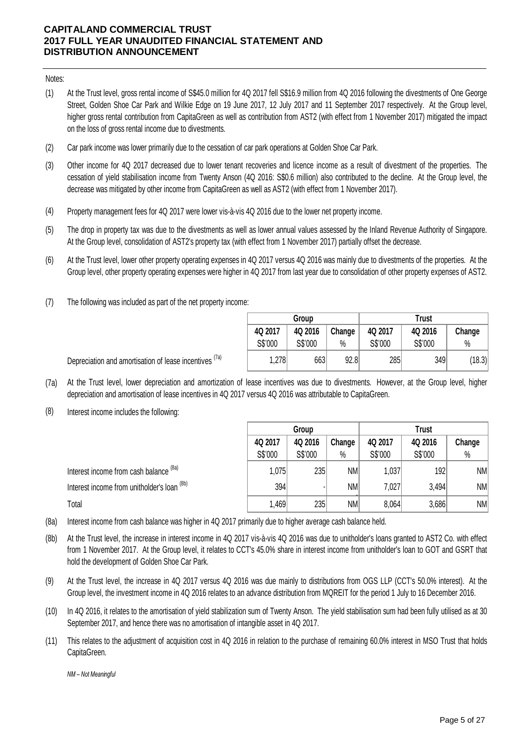Notes:

(1) At the Trust level, gross rental income of S$45.0 million for 4Q 2017 fell S$16.9 million from 4Q 2016 following the divestments of One George Street, Golden Shoe Car Park and Wilkie Edge on 19 June 2017, 12 July 2017 and 11 September 2017 respectively. At the Group level, higher gross rental contribution from CapitaGreen as well as contribution from AST2 (with effect from 1 November 2017) mitigated the impact on the loss of gross rental income due to divestments.

(2) Car park income was lower primarily due to the cessation of car park operations at Golden Shoe Car Park.

(3) Other income for 4Q 2017 decreased due to lower tenant recoveries and licence income as a result of divestment of the properties. The cessation of yield stabilisation income from Twenty Anson (4Q 2016: S$0.6 million) also contributed to the decline. At the Group level, the decrease was mitigated by other income from CapitaGreen as well as AST2 (with effect from 1 November 2017).

(4) Property management fees for 4Q 2017 were lower vis-à-vis 4Q 2016 due to the lower net property income.

(5) The drop in property tax was due to the divestments as well as lower annual values assessed by the Inland Revenue Authority of Singapore. At the Group level, consolidation of AST2's property tax (with effect from 1 November 2017) partially offset the decrease.

(6) At the Trust level, lower other property operating expenses in 4Q 2017 versus 4Q 2016 was mainly due to divestments of the properties. At the Group level, other property operating expenses were higher in 4Q 2017 from last year due to consolidation of other property expenses of AST2.

(7) The following was included as part of the net property income:

| | Group | | | Trust | | |
|---|---|---|---|---|---|---|
| | 4Q 2017 | 4Q 2016 | Change | 4Q 2017 | 4Q 2016 | Change |
| | S$'000 | S$'000 | % | S$'000 | S$'000 | % |
| Depreciation and amortisation of lease incentives (7a) | 1,278 | 663 | 92.8 | 285 | 349 | (18.3) |

(7a) At the Trust level, lower depreciation and amortization of lease incentives was due to divestments. However, at the Group level, higher depreciation and amortisation of lease incentives in 4Q 2017 versus 4Q 2016 was attributable to CapitaGreen.

(8) Interest income includes the following:

| | Group | | | Trust | | |
|---|---|---|---|---|---|---|
| | 4Q 2017 | 4Q 2016 | Change | 4Q 2017 | 4Q 2016 | Change |
| | S$'000 | S$'000 | % | S$'000 | S$'000 | % |
| Interest income from cash balance (8a) | 1,075 | 235 | NM | 1,037 | 192 | NM |
| Interest income from unitholder's loan (8b) | 394 | - | NM | 7,027 | 3,494 | NM |
| Total | 1,469 | 235 | NM | 8,064 | 3,686 | NM |

(8a) Interest income from cash balance was higher in 4Q 2017 primarily due to higher average cash balance held.

(8b) At the Trust level, the increase in interest income in 4Q 2017 vis-à-vis 4Q 2016 was due to unitholder's loans granted to AST2 Co. with effect from 1 November 2017. At the Group level, it relates to CCT's 45.0% share in interest income from unitholder's loan to GOT and GSRT that hold the development of Golden Shoe Car Park.

(9) At the Trust level, the increase in 4Q 2017 versus 4Q 2016 was due mainly to distributions from OGS LLP (CCT's 50.0% interest). At the Group level, the investment income in 4Q 2016 relates to an advance distribution from MQREIT for the period 1 July to 16 December 2016.

(10) In 4Q 2016, it relates to the amortisation of yield stabilization sum of Twenty Anson. The yield stabilisation sum had been fully utilised as at 30 September 2017, and hence there was no amortisation of intangible asset in 4Q 2017.

(11) This relates to the adjustment of acquisition cost in 4Q 2016 in relation to the purchase of remaining 60.0% interest in MSO Trust that holds CapitaGreen.

*NM – Not Meaningful*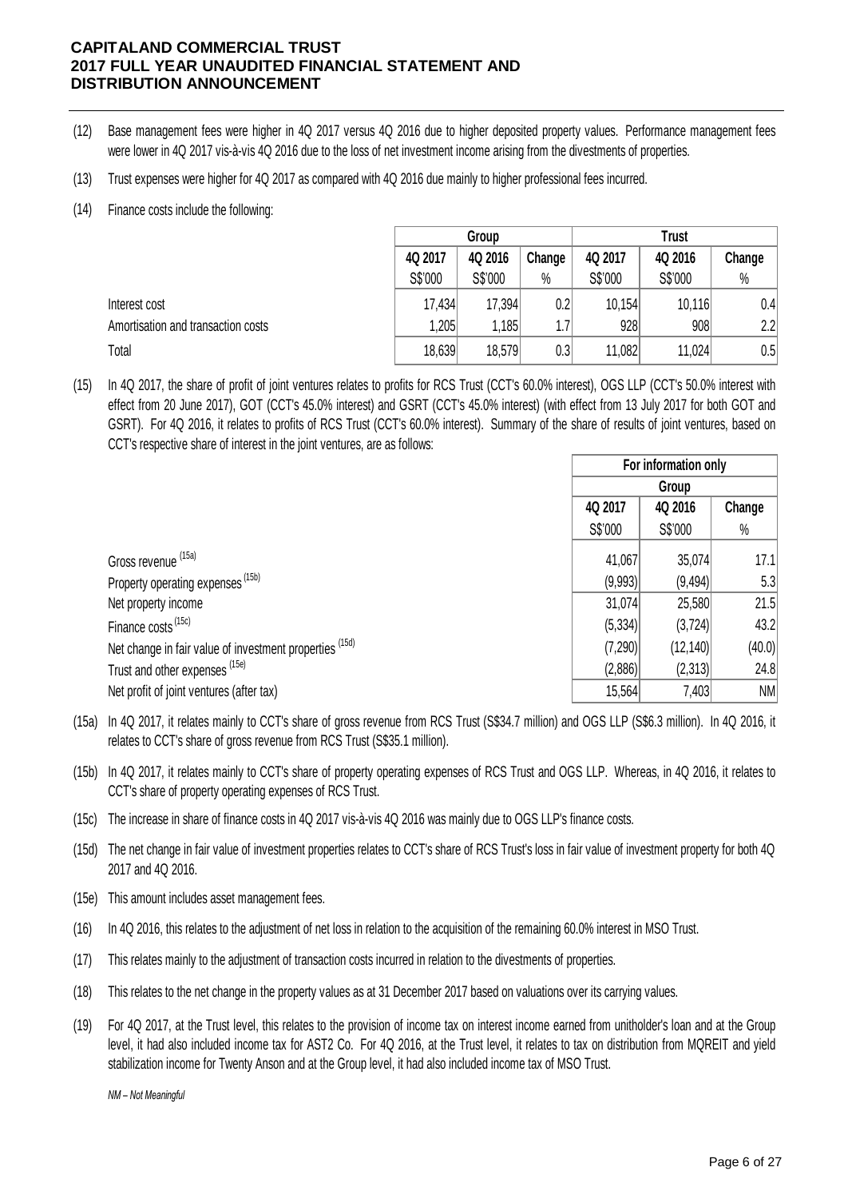(12) Base management fees were higher in 4Q 2017 versus 4Q 2016 due to higher deposited property values. Performance management fees were lower in 4Q 2017 vis-à-vis 4Q 2016 due to the loss of net investment income arising from the divestments of properties.

(13) Trust expenses were higher for 4Q 2017 as compared with 4Q 2016 due mainly to higher professional fees incurred.

(14) Finance costs include the following:

| | Group | | | Trust | | |
|---|---|---|---|---|---|---|
| | 4Q 2017 | 4Q 2016 | Change | 4Q 2017 | 4Q 2016 | Change |
| | S$'000 | S$'000 | % | S$'000 | S$'000 | % |
| Interest cost | 17,434 | 17,394 | 0.2 | 10,154 | 10,116 | 0.4 |
| Amortisation and transaction costs | 1,205 | 1,185 | 1.7 | 928 | 908 | 2.2 |
| Total | 18,639 | 18,579 | 0.3 | 11,082 | 11,024 | 0.5 |

(15) In 4Q 2017, the share of profit of joint ventures relates to profits for RCS Trust (CCT's 60.0% interest), OGS LLP (CCT's 50.0% interest with effect from 20 June 2017), GOT (CCT's 45.0% interest) and GSRT (CCT's 45.0% interest) (with effect from 13 July 2017 for both GOT and GSRT). For 4Q 2016, it relates to profits of RCS Trust (CCT's 60.0% interest). Summary of the share of results of joint ventures, based on CCT's respective share of interest in the joint ventures, are as follows:

| | For information only | | |
|---|---|---|---|
| | Group | | |
| | 4Q 2017 | 4Q 2016 | Change |
| | S$'000 | S$'000 | % |
| Gross revenue (15a) | 41,067 | 35,074 | 17.1 |
| Property operating expenses (15b) | (9,993) | (9,494) | 5.3 |
| Net property income | 31,074 | 25,580 | 21.5 |
| Finance costs (15c) | (5,334) | (3,724) | 43.2 |
| Net change in fair value of investment properties (15d) | (7,290) | (12,140) | (40.0) |
| Trust and other expenses (15e) | (2,886) | (2,313) | 24.8 |
| Net profit of joint ventures (after tax) | 15,564 | 7,403 | NM |

(15a) In 4Q 2017, it relates mainly to CCT's share of gross revenue from RCS Trust (S$34.7 million) and OGS LLP (S$6.3 million). In 4Q 2016, it relates to CCT's share of gross revenue from RCS Trust (S$35.1 million).

(15b) In 4Q 2017, it relates mainly to CCT's share of property operating expenses of RCS Trust and OGS LLP. Whereas, in 4Q 2016, it relates to CCT's share of property operating expenses of RCS Trust.

(15c) The increase in share of finance costs in 4Q 2017 vis-à-vis 4Q 2016 was mainly due to OGS LLP's finance costs.

(15d) The net change in fair value of investment properties relates to CCT's share of RCS Trust's loss in fair value of investment property for both 4Q 2017 and 4Q 2016.

(15e) This amount includes asset management fees.

(16) In 4Q 2016, this relates to the adjustment of net loss in relation to the acquisition of the remaining 60.0% interest in MSO Trust.

(17) This relates mainly to the adjustment of transaction costs incurred in relation to the divestments of properties.

(18) This relates to the net change in the property values as at 31 December 2017 based on valuations over its carrying values.

(19) For 4Q 2017, at the Trust level, this relates to the provision of income tax on interest income earned from unitholder's loan and at the Group level, it had also included income tax for AST2 Co. For 4Q 2016, at the Trust level, it relates to tax on distribution from MQREIT and yield stabilization income for Twenty Anson and at the Group level, it had also included income tax of MSO Trust.

*NM – Not Meaningful*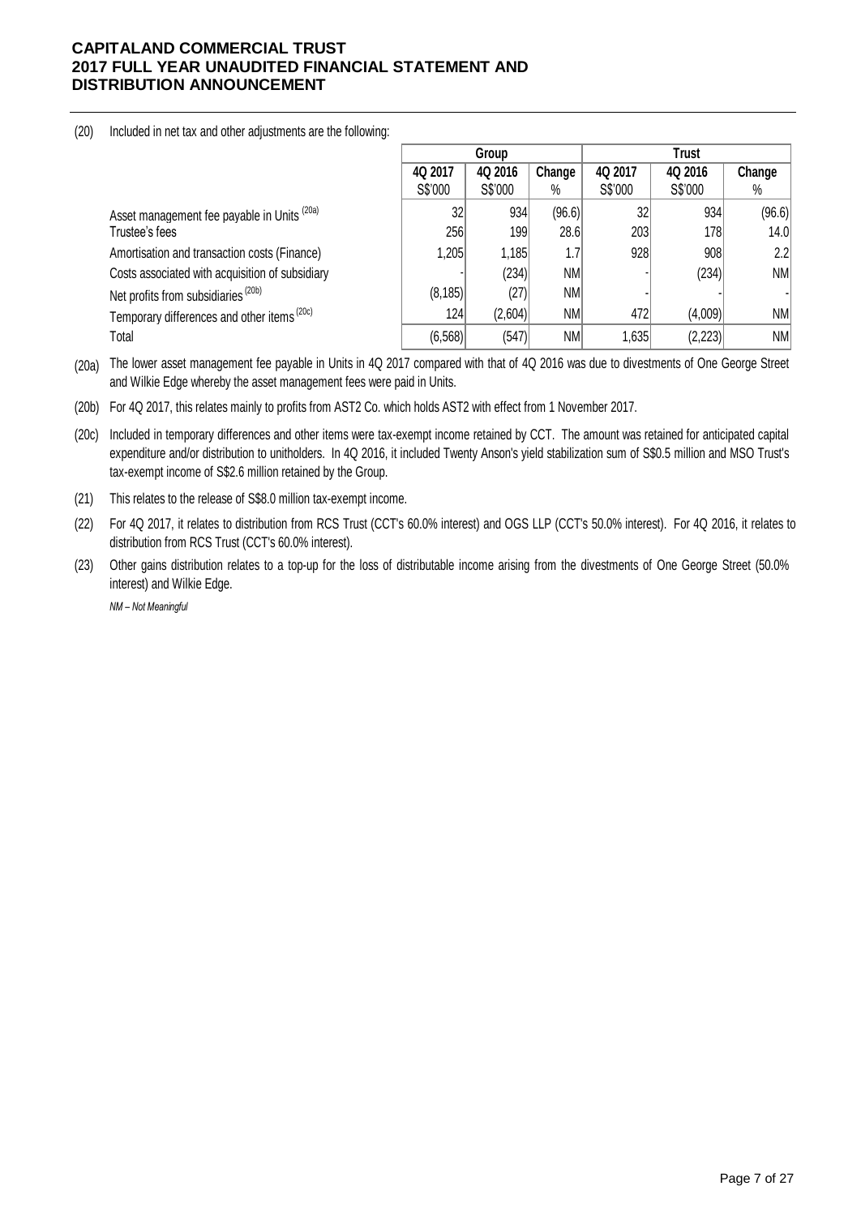(20) Included in net tax and other adjustments are the following:

| | Group | | | Trust | | |
|---|---|---|---|---|---|---|
| | 4Q 2017 S$'000 | 4Q 2016 S$'000 | Change % | 4Q 2017 S$'000 | 4Q 2016 S$'000 | Change % |
| Asset management fee payable in Units [(20a)] | 32 | 934 | (96.6) | 32 | 934 | (96.6) |
| Trustee's fees | 256 | 199 | 28.6 | 203 | 178 | 14.0 |
| Amortisation and transaction costs (Finance) | 1,205 | 1,185 | 1.7 | 928 | 908 | 2.2 |
| Costs associated with acquisition of subsidiary | - | (234) | NM | - | (234) | NM |
| Net profits from subsidiaries [(20b)] | (8,185) | (27) | NM | - | - | - |
| Temporary differences and other items [(20c)] | 124 | (2,604) | NM | 472 | (4,009) | NM |
| Total | (6,568) | (547) | NM | 1,635 | (2,223) | NM |

(20a) The lower asset management fee payable in Units in 4Q 2017 compared with that of 4Q 2016 was due to divestments of One George Street and Wilkie Edge whereby the asset management fees were paid in Units.

(20b) For 4Q 2017, this relates mainly to profits from AST2 Co. which holds AST2 with effect from 1 November 2017.

(20c) Included in temporary differences and other items were tax-exempt income retained by CCT. The amount was retained for anticipated capital expenditure and/or distribution to unitholders. In 4Q 2016, it included Twenty Anson's yield stabilization sum of S$0.5 million and MSO Trust's tax-exempt income of S$2.6 million retained by the Group.

(21) This relates to the release of S$8.0 million tax-exempt income.

(22) For 4Q 2017, it relates to distribution from RCS Trust (CCT's 60.0% interest) and OGS LLP (CCT's 50.0% interest). For 4Q 2016, it relates to distribution from RCS Trust (CCT's 60.0% interest).

(23) Other gains distribution relates to a top-up for the loss of distributable income arising from the divestments of One George Street (50.0% interest) and Wilkie Edge.

*NM – Not Meaningful*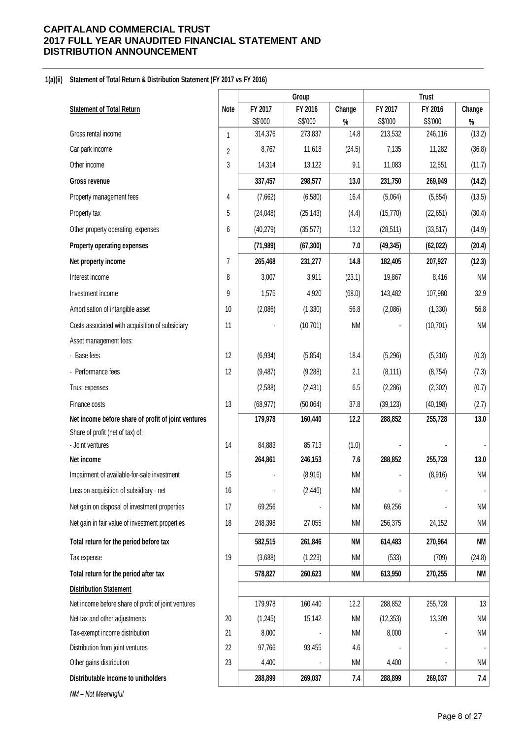# CAPITALAND COMMERCIAL TRUST
# 2017 FULL YEAR UNAUDITED FINANCIAL STATEMENT AND DISTRIBUTION ANNOUNCEMENT

**1(a)(ii) Statement of Total Return & Distribution Statement (FY 2017 vs FY 2016)**

| Statement of Total Return | Note | Group | | | Trust | | |
|---|---|---|---|---|---|---|---|
| | | FY 2017 | FY 2016 | Change | FY 2017 | FY 2016 | Change |
| | | S$'000 | S$'000 | % | S$'000 | S$'000 | % |
| Gross rental income | 1 | 314,376 | 273,837 | 14.8 | 213,532 | 246,116 | (13.2) |
| Car park income | 2 | 8,767 | 11,618 | (24.5) | 7,135 | 11,282 | (36.8) |
| Other income | 3 | 14,314 | 13,122 | 9.1 | 11,083 | 12,551 | (11.7) |
| **Gross revenue** | | **337,457** | **298,577** | **13.0** | **231,750** | **269,949** | **(14.2)** |
| Property management fees | 4 | (7,662) | (6,580) | 16.4 | (5,064) | (5,854) | (13.5) |
| Property tax | 5 | (24,048) | (25,143) | (4.4) | (15,770) | (22,651) | (30.4) |
| Other property operating expenses | 6 | (40,279) | (35,577) | 13.2 | (28,511) | (33,517) | (14.9) |
| **Property operating expenses** | | **(71,989)** | **(67,300)** | **7.0** | **(49,345)** | **(62,022)** | **(20.4)** |
| **Net property income** | 7 | **265,468** | **231,277** | **14.8** | **182,405** | **207,927** | **(12.3)** |
| Interest income | 8 | 3,007 | 3,911 | (23.1) | 19,867 | 8,416 | NM |
| Investment income | 9 | 1,575 | 4,920 | (68.0) | 143,482 | 107,980 | 32.9 |
| Amortisation of intangible asset | 10 | (2,086) | (1,330) | 56.8 | (2,086) | (1,330) | 56.8 |
| Costs associated with acquisition of subsidiary | 11 | - | (10,701) | NM | - | (10,701) | NM |
| Asset management fees: | | | | | | | |
| - Base fees | 12 | (6,934) | (5,854) | 18.4 | (5,296) | (5,310) | (0.3) |
| - Performance fees | 12 | (9,487) | (9,288) | 2.1 | (8,111) | (8,754) | (7.3) |
| Trust expenses | | (2,588) | (2,431) | 6.5 | (2,286) | (2,302) | (0.7) |
| Finance costs | 13 | (68,977) | (50,064) | 37.8 | (39,123) | (40,198) | (2.7) |
| **Net income before share of profit of joint ventures** | | **179,978** | **160,440** | **12.2** | **288,852** | **255,728** | **13.0** |
| Share of profit (net of tax) of: | | | | | | | |
| - Joint ventures | 14 | 84,883 | 85,713 | (1.0) | - | - | - |
| **Net income** | | **264,861** | **246,153** | **7.6** | **288,852** | **255,728** | **13.0** |
| Impairment of available-for-sale investment | 15 | - | (8,916) | NM | - | (8,916) | NM |
| Loss on acquisition of subsidiary - net | 16 | - | (2,446) | NM | - | - | - |
| Net gain on disposal of investment properties | 17 | 69,256 | - | NM | 69,256 | - | NM |
| Net gain in fair value of investment properties | 18 | 248,398 | 27,055 | NM | 256,375 | 24,152 | NM |
| **Total return for the period before tax** | | **582,515** | **261,846** | **NM** | **614,483** | **270,964** | **NM** |
| Tax expense | 19 | (3,688) | (1,223) | NM | (533) | (709) | (24.8) |
| **Total return for the period after tax** | | **578,827** | **260,623** | **NM** | **613,950** | **270,255** | **NM** |
| **Distribution Statement** | | | | | | | |
| Net income before share of profit of joint ventures | | 179,978 | 160,440 | 12.2 | 288,852 | 255,728 | 13 |
| Net tax and other adjustments | 20 | (1,245) | 15,142 | NM | (12,353) | 13,309 | NM |
| Tax-exempt income distribution | 21 | 8,000 | - | NM | 8,000 | - | NM |
| Distribution from joint ventures | 22 | 97,766 | 93,455 | 4.6 | - | - | - |
| Other gains distribution | 23 | 4,400 | - | NM | 4,400 | - | NM |
| **Distributable income to unitholders** | | **288,899** | **269,037** | **7.4** | **288,899** | **269,037** | **7.4** |

*NM – Not Meaningful*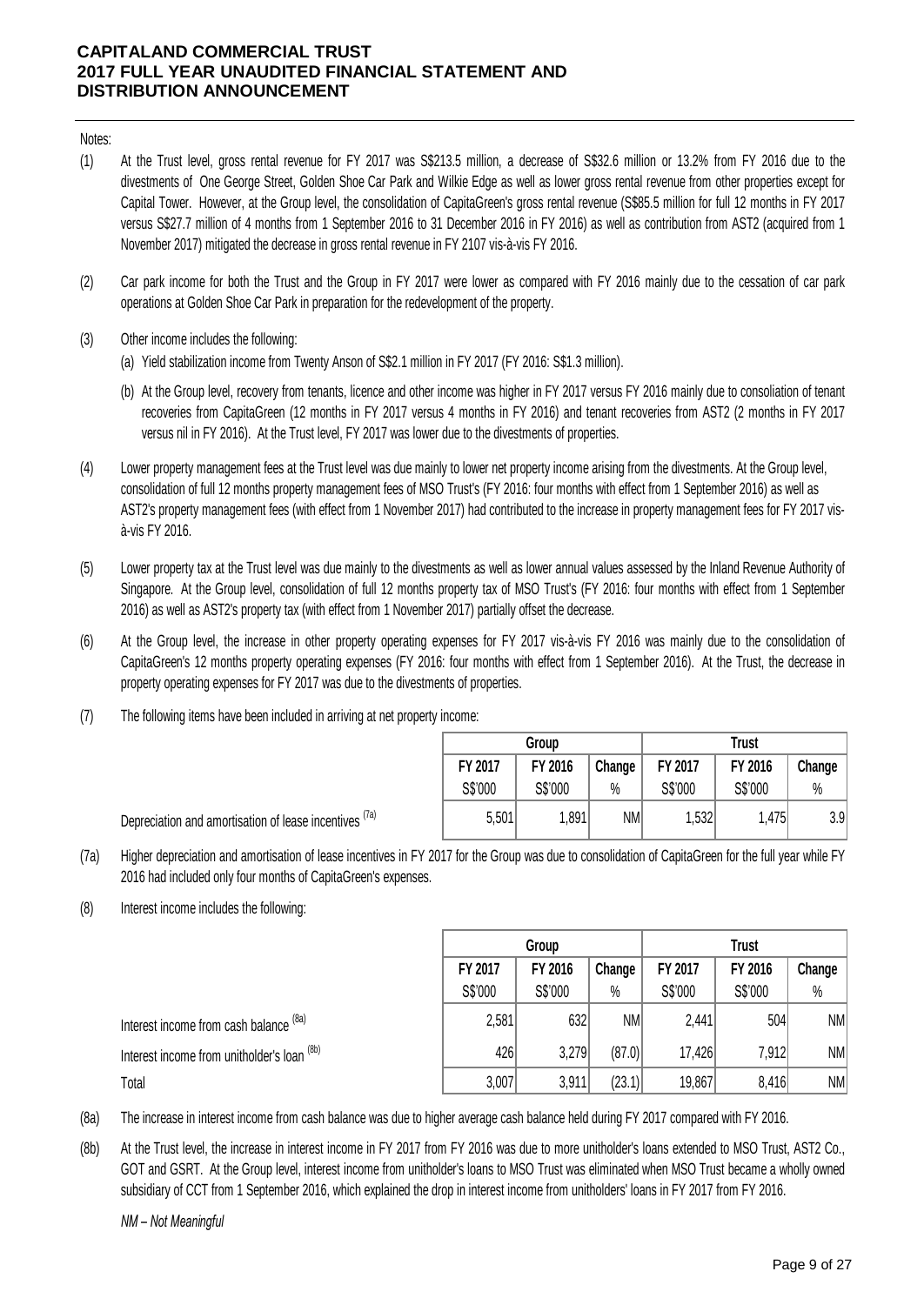Notes:

(1) At the Trust level, gross rental revenue for FY 2017 was S$213.5 million, a decrease of S$32.6 million or 13.2% from FY 2016 due to the divestments of One George Street, Golden Shoe Car Park and Wilkie Edge as well as lower gross rental revenue from other properties except for Capital Tower. However, at the Group level, the consolidation of CapitaGreen's gross rental revenue (S$85.5 million for full 12 months in FY 2017 versus S$27.7 million of 4 months from 1 September 2016 to 31 December 2016 in FY 2016) as well as contribution from AST2 (acquired from 1 November 2017) mitigated the decrease in gross rental revenue in FY 2107 vis-à-vis FY 2016.

(2) Car park income for both the Trust and the Group in FY 2017 were lower as compared with FY 2016 mainly due to the cessation of car park operations at Golden Shoe Car Park in preparation for the redevelopment of the property.

(3) Other income includes the following:

(a) Yield stabilization income from Twenty Anson of S$2.1 million in FY 2017 (FY 2016: S$1.3 million).

(b) At the Group level, recovery from tenants, licence and other income was higher in FY 2017 versus FY 2016 mainly due to consoliation of tenant recoveries from CapitaGreen (12 months in FY 2017 versus 4 months in FY 2016) and tenant recoveries from AST2 (2 months in FY 2017 versus nil in FY 2016). At the Trust level, FY 2017 was lower due to the divestments of properties.

(4) Lower property management fees at the Trust level was due mainly to lower net property income arising from the divestments. At the Group level, consolidation of full 12 months property management fees of MSO Trust's (FY 2016: four months with effect from 1 September 2016) as well as AST2's property management fees (with effect from 1 November 2017) had contributed to the increase in property management fees for FY 2017 vis-à-vis FY 2016.

(5) Lower property tax at the Trust level was due mainly to the divestments as well as lower annual values assessed by the Inland Revenue Authority of Singapore. At the Group level, consolidation of full 12 months property tax of MSO Trust's (FY 2016: four months with effect from 1 September 2016) as well as AST2's property tax (with effect from 1 November 2017) partially offset the decrease.

(6) At the Group level, the increase in other property operating expenses for FY 2017 vis-à-vis FY 2016 was mainly due to the consolidation of CapitaGreen's 12 months property operating expenses (FY 2016: four months with effect from 1 September 2016). At the Trust, the decrease in property operating expenses for FY 2017 was due to the divestments of properties.

(7) The following items have been included in arriving at net property income:

| | Group | | | Trust | | |
|---|---|---|---|---|---|---|
| | FY 2017 | FY 2016 | Change | FY 2017 | FY 2016 | Change |
| | S$'000 | S$'000 | % | S$'000 | S$'000 | % |
| Depreciation and amortisation of lease incentives (7a) | 5,501 | 1,891 | NM | 1,532 | 1,475 | 3.9 |

(7a) Higher depreciation and amortisation of lease incentives in FY 2017 for the Group was due to consolidation of CapitaGreen for the full year while FY 2016 had included only four months of CapitaGreen's expenses.

(8) Interest income includes the following:

| | Group | | | Trust | | |
|---|---|---|---|---|---|---|
| | FY 2017 | FY 2016 | Change | FY 2017 | FY 2016 | Change |
| | S$'000 | S$'000 | % | S$'000 | S$'000 | % |
| Interest income from cash balance (8a) | 2,581 | 632 | NM | 2,441 | 504 | NM |
| Interest income from unitholder's loan (8b) | 426 | 3,279 | (87.0) | 17,426 | 7,912 | NM |
| Total | 3,007 | 3,911 | (23.1) | 19,867 | 8,416 | NM |

(8a) The increase in interest income from cash balance was due to higher average cash balance held during FY 2017 compared with FY 2016.

(8b) At the Trust level, the increase in interest income in FY 2017 from FY 2016 was due to more unitholder's loans extended to MSO Trust, AST2 Co., GOT and GSRT. At the Group level, interest income from unitholder's loans to MSO Trust was eliminated when MSO Trust became a wholly owned subsidiary of CCT from 1 September 2016, which explained the drop in interest income from unitholders' loans in FY 2017 from FY 2016.

*NM – Not Meaningful*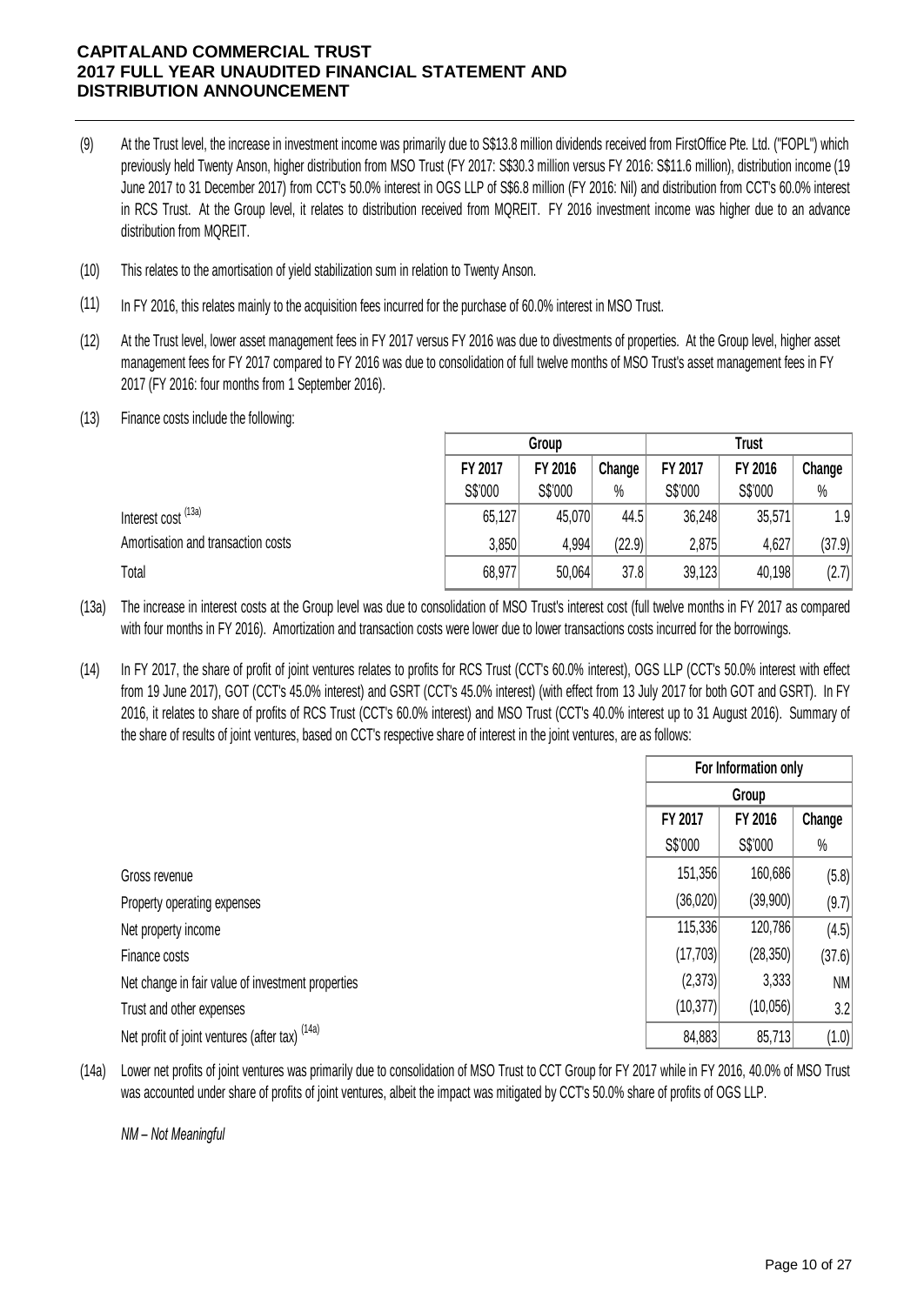(9) At the Trust level, the increase in investment income was primarily due to S$13.8 million dividends received from FirstOffice Pte. Ltd. ("FOPL") which previously held Twenty Anson, higher distribution from MSO Trust (FY 2017: S$30.3 million versus FY 2016: S$11.6 million), distribution income (19 June 2017 to 31 December 2017) from CCT's 50.0% interest in OGS LLP of S$6.8 million (FY 2016: Nil) and distribution from CCT's 60.0% interest in RCS Trust. At the Group level, it relates to distribution received from MQREIT. FY 2016 investment income was higher due to an advance distribution from MQREIT.

(10) This relates to the amortisation of yield stabilization sum in relation to Twenty Anson.

(11) In FY 2016, this relates mainly to the acquisition fees incurred for the purchase of 60.0% interest in MSO Trust.

(12) At the Trust level, lower asset management fees in FY 2017 versus FY 2016 was due to divestments of properties. At the Group level, higher asset management fees for FY 2017 compared to FY 2016 was due to consolidation of full twelve months of MSO Trust's asset management fees in FY 2017 (FY 2016: four months from 1 September 2016).

(13) Finance costs include the following:

| | Group | | | Trust | | |
|---|---|---|---|---|---|---|
| | FY 2017 | FY 2016 | Change | FY 2017 | FY 2016 | Change |
| | S$'000 | S$'000 | % | S$'000 | S$'000 | % |
| Interest cost [13a] | 65,127 | 45,070 | 44.5 | 36,248 | 35,571 | 1.9 |
| Amortisation and transaction costs | 3,850 | 4,994 | (22.9) | 2,875 | 4,627 | (37.9) |
| Total | 68,977 | 50,064 | 37.8 | 39,123 | 40,198 | (2.7) |

(13a) The increase in interest costs at the Group level was due to consolidation of MSO Trust's interest cost (full twelve months in FY 2017 as compared with four months in FY 2016). Amortization and transaction costs were lower due to lower transactions costs incurred for the borrowings.

(14) In FY 2017, the share of profit of joint ventures relates to profits for RCS Trust (CCT's 60.0% interest), OGS LLP (CCT's 50.0% interest with effect from 19 June 2017), GOT (CCT's 45.0% interest) and GSRT (CCT's 45.0% interest) (with effect from 13 July 2017 for both GOT and GSRT). In FY 2016, it relates to share of profits of RCS Trust (CCT's 60.0% interest) and MSO Trust (CCT's 40.0% interest up to 31 August 2016). Summary of the share of results of joint ventures, based on CCT's respective share of interest in the joint ventures, are as follows:

| | For Information only | | |
|---|---|---|---|
| | Group | | |
| | FY 2017 | FY 2016 | Change |
| | S$'000 | S$'000 | % |
| Gross revenue | 151,356 | 160,686 | (5.8) |
| Property operating expenses | (36,020) | (39,900) | (9.7) |
| Net property income | 115,336 | 120,786 | (4.5) |
| Finance costs | (17,703) | (28,350) | (37.6) |
| Net change in fair value of investment properties | (2,373) | 3,333 | NM |
| Trust and other expenses | (10,377) | (10,056) | 3.2 |
| Net profit of joint ventures (after tax) [14a] | 84,883 | 85,713 | (1.0) |

(14a) Lower net profits of joint ventures was primarily due to consolidation of MSO Trust to CCT Group for FY 2017 while in FY 2016, 40.0% of MSO Trust was accounted under share of profits of joint ventures, albeit the impact was mitigated by CCT's 50.0% share of profits of OGS LLP.

*NM – Not Meaningful*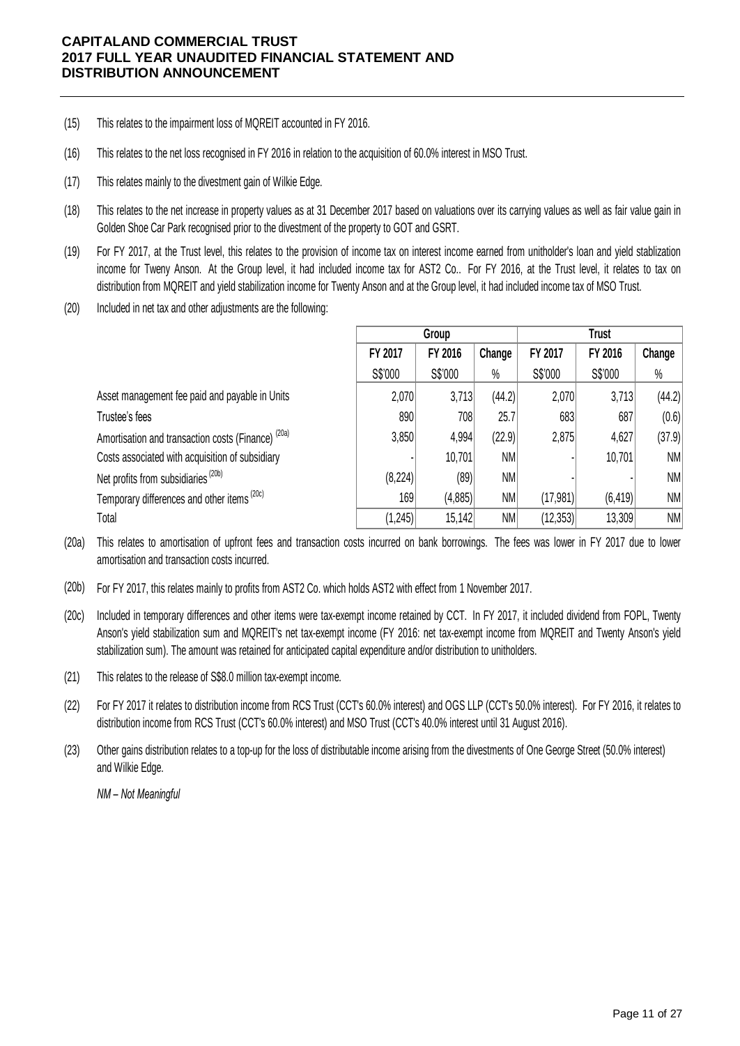(15) This relates to the impairment loss of MQREIT accounted in FY 2016.

(16) This relates to the net loss recognised in FY 2016 in relation to the acquisition of 60.0% interest in MSO Trust.

(17) This relates mainly to the divestment gain of Wilkie Edge.

(18) This relates to the net increase in property values as at 31 December 2017 based on valuations over its carrying values as well as fair value gain in Golden Shoe Car Park recognised prior to the divestment of the property to GOT and GSRT.

(19) For FY 2017, at the Trust level, this relates to the provision of income tax on interest income earned from unitholder's loan and yield stablization income for Tweny Anson. At the Group level, it had included income tax for AST2 Co.. For FY 2016, at the Trust level, it relates to tax on distribution from MQREIT and yield stabilization income for Twenty Anson and at the Group level, it had included income tax of MSO Trust.

(20) Included in net tax and other adjustments are the following:

| | Group | | | Trust | | |
|---|---|---|---|---|---|---|
| | FY 2017 | FY 2016 | Change | FY 2017 | FY 2016 | Change |
| | S$'000 | S$'000 | % | S$'000 | S$'000 | % |
| Asset management fee paid and payable in Units | 2,070 | 3,713 | (44.2) | 2,070 | 3,713 | (44.2) |
| Trustee's fees | 890 | 708 | 25.7 | 683 | 687 | (0.6) |
| Amortisation and transaction costs (Finance) [20a] | 3,850 | 4,994 | (22.9) | 2,875 | 4,627 | (37.9) |
| Costs associated with acquisition of subsidiary | - | 10,701 | NM | - | 10,701 | NM |
| Net profits from subsidiaries [20b] | (8,224) | (89) | NM | - | - | NM |
| Temporary differences and other items [20c] | 169 | (4,885) | NM | (17,981) | (6,419) | NM |
| Total | (1,245) | 15,142 | NM | (12,353) | 13,309 | NM |

(20a) This relates to amortisation of upfront fees and transaction costs incurred on bank borrowings. The fees was lower in FY 2017 due to lower amortisation and transaction costs incurred.

(20b) For FY 2017, this relates mainly to profits from AST2 Co. which holds AST2 with effect from 1 November 2017.

(20c) Included in temporary differences and other items were tax-exempt income retained by CCT. In FY 2017, it included dividend from FOPL, Twenty Anson's yield stabilization sum and MQREIT's net tax-exempt income (FY 2016: net tax-exempt income from MQREIT and Twenty Anson's yield stabilization sum). The amount was retained for anticipated capital expenditure and/or distribution to unitholders.

(21) This relates to the release of S$8.0 million tax-exempt income.

(22) For FY 2017 it relates to distribution income from RCS Trust (CCT's 60.0% interest) and OGS LLP (CCT's 50.0% interest). For FY 2016, it relates to distribution income from RCS Trust (CCT's 60.0% interest) and MSO Trust (CCT's 40.0% interest until 31 August 2016).

(23) Other gains distribution relates to a top-up for the loss of distributable income arising from the divestments of One George Street (50.0% interest) and Wilkie Edge.

*NM – Not Meaningful*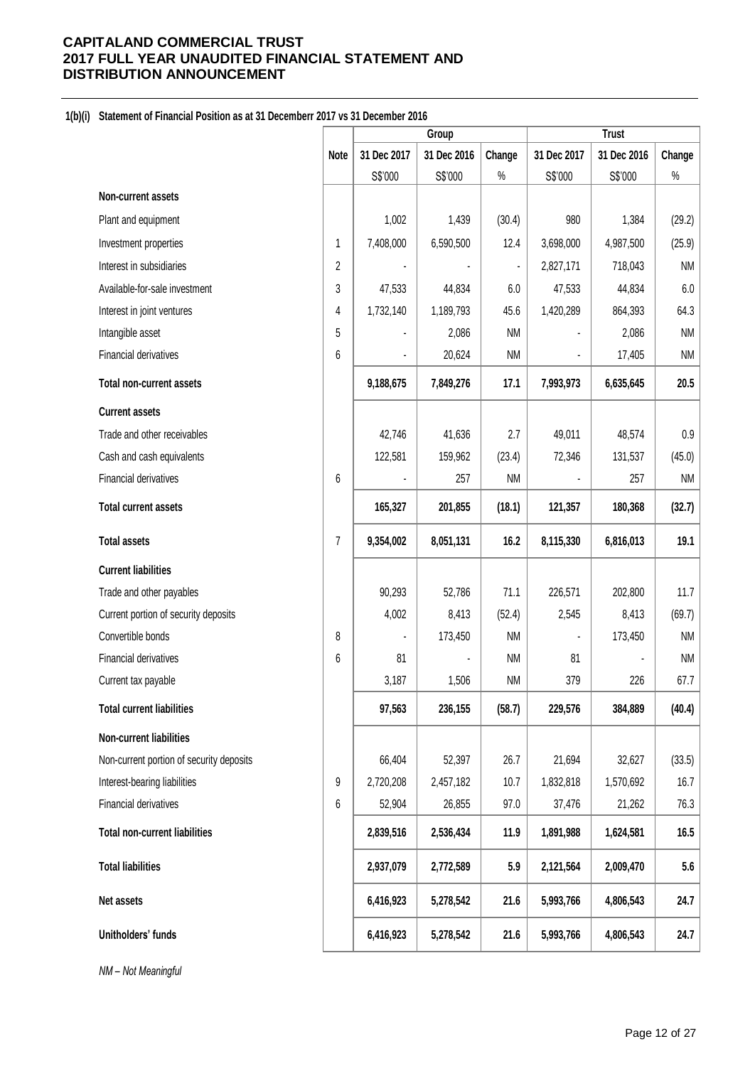# CAPITALAND COMMERCIAL TRUST
# 2017 FULL YEAR UNAUDITED FINANCIAL STATEMENT AND DISTRIBUTION ANNOUNCEMENT

**1(b)(i) Statement of Financial Position as at 31 Decemberr 2017 vs 31 December 2016**

| | Note | Group | | | Trust | | |
|---|---|---|---|---|---|---|---|
| | | 31 Dec 2017 | 31 Dec 2016 | Change | 31 Dec 2017 | 31 Dec 2016 | Change |
| | | S$'000 | S$'000 | % | S$'000 | S$'000 | % |
| **Non-current assets** | | | | | | | |
| Plant and equipment | | 1,002 | 1,439 | (30.4) | 980 | 1,384 | (29.2) |
| Investment properties | 1 | 7,408,000 | 6,590,500 | 12.4 | 3,698,000 | 4,987,500 | (25.9) |
| Interest in subsidiaries | 2 | - | - | - | 2,827,171 | 718,043 | NM |
| Available-for-sale investment | 3 | 47,533 | 44,834 | 6.0 | 47,533 | 44,834 | 6.0 |
| Interest in joint ventures | 4 | 1,732,140 | 1,189,793 | 45.6 | 1,420,289 | 864,393 | 64.3 |
| Intangible asset | 5 | - | 2,086 | NM | - | 2,086 | NM |
| Financial derivatives | 6 | - | 20,624 | NM | - | 17,405 | NM |
| **Total non-current assets** | | **9,188,675** | **7,849,276** | **17.1** | **7,993,973** | **6,635,645** | **20.5** |
| **Current assets** | | | | | | | |
| Trade and other receivables | | 42,746 | 41,636 | 2.7 | 49,011 | 48,574 | 0.9 |
| Cash and cash equivalents | | 122,581 | 159,962 | (23.4) | 72,346 | 131,537 | (45.0) |
| Financial derivatives | 6 | - | 257 | NM | - | 257 | NM |
| **Total current assets** | | **165,327** | **201,855** | **(18.1)** | **121,357** | **180,368** | **(32.7)** |
| **Total assets** | 7 | **9,354,002** | **8,051,131** | **16.2** | **8,115,330** | **6,816,013** | **19.1** |
| **Current liabilities** | | | | | | | |
| Trade and other payables | | 90,293 | 52,786 | 71.1 | 226,571 | 202,800 | 11.7 |
| Current portion of security deposits | | 4,002 | 8,413 | (52.4) | 2,545 | 8,413 | (69.7) |
| Convertible bonds | 8 | - | 173,450 | NM | - | 173,450 | NM |
| Financial derivatives | 6 | 81 | - | NM | 81 | - | NM |
| Current tax payable | | 3,187 | 1,506 | NM | 379 | 226 | 67.7 |
| **Total current liabilities** | | **97,563** | **236,155** | **(58.7)** | **229,576** | **384,889** | **(40.4)** |
| **Non-current liabilities** | | | | | | | |
| Non-current portion of security deposits | | 66,404 | 52,397 | 26.7 | 21,694 | 32,627 | (33.5) |
| Interest-bearing liabilities | 9 | 2,720,208 | 2,457,182 | 10.7 | 1,832,818 | 1,570,692 | 16.7 |
| Financial derivatives | 6 | 52,904 | 26,855 | 97.0 | 37,476 | 21,262 | 76.3 |
| **Total non-current liabilities** | | **2,839,516** | **2,536,434** | **11.9** | **1,891,988** | **1,624,581** | **16.5** |
| **Total liabilities** | | **2,937,079** | **2,772,589** | **5.9** | **2,121,564** | **2,009,470** | **5.6** |
| **Net assets** | | **6,416,923** | **5,278,542** | **21.6** | **5,993,766** | **4,806,543** | **24.7** |
| **Unitholders' funds** | | **6,416,923** | **5,278,542** | **21.6** | **5,993,766** | **4,806,543** | **24.7** |

*NM – Not Meaningful*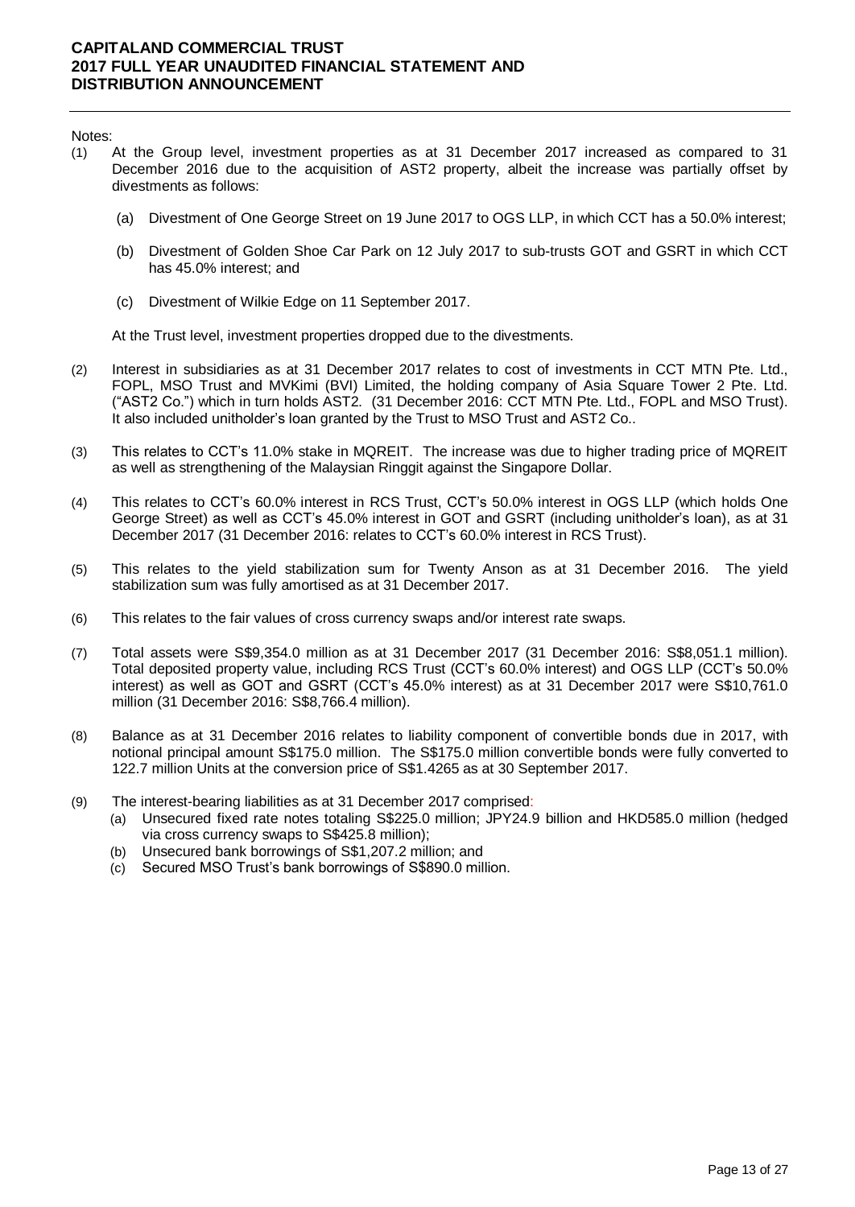Notes:

(1) At the Group level, investment properties as at 31 December 2017 increased as compared to 31 December 2016 due to the acquisition of AST2 property, albeit the increase was partially offset by divestments as follows:

  (a) Divestment of One George Street on 19 June 2017 to OGS LLP, in which CCT has a 50.0% interest;

  (b) Divestment of Golden Shoe Car Park on 12 July 2017 to sub-trusts GOT and GSRT in which CCT has 45.0% interest; and

  (c) Divestment of Wilkie Edge on 11 September 2017.

  At the Trust level, investment properties dropped due to the divestments.

(2) Interest in subsidiaries as at 31 December 2017 relates to cost of investments in CCT MTN Pte. Ltd., FOPL, MSO Trust and MVKimi (BVI) Limited, the holding company of Asia Square Tower 2 Pte. Ltd. ("AST2 Co.") which in turn holds AST2. (31 December 2016: CCT MTN Pte. Ltd., FOPL and MSO Trust). It also included unitholder's loan granted by the Trust to MSO Trust and AST2 Co..

(3) This relates to CCT's 11.0% stake in MQREIT. The increase was due to higher trading price of MQREIT as well as strengthening of the Malaysian Ringgit against the Singapore Dollar.

(4) This relates to CCT's 60.0% interest in RCS Trust, CCT's 50.0% interest in OGS LLP (which holds One George Street) as well as CCT's 45.0% interest in GOT and GSRT (including unitholder's loan), as at 31 December 2017 (31 December 2016: relates to CCT's 60.0% interest in RCS Trust).

(5) This relates to the yield stabilization sum for Twenty Anson as at 31 December 2016. The yield stabilization sum was fully amortised as at 31 December 2017.

(6) This relates to the fair values of cross currency swaps and/or interest rate swaps.

(7) Total assets were S$9,354.0 million as at 31 December 2017 (31 December 2016: S$8,051.1 million). Total deposited property value, including RCS Trust (CCT's 60.0% interest) and OGS LLP (CCT's 50.0% interest) as well as GOT and GSRT (CCT's 45.0% interest) as at 31 December 2017 were S$10,761.0 million (31 December 2016: S$8,766.4 million).

(8) Balance as at 31 December 2016 relates to liability component of convertible bonds due in 2017, with notional principal amount S$175.0 million. The S$175.0 million convertible bonds were fully converted to 122.7 million Units at the conversion price of S$1.4265 as at 30 September 2017.

(9) The interest-bearing liabilities as at 31 December 2017 comprised:
  (a) Unsecured fixed rate notes totaling S$225.0 million; JPY24.9 billion and HKD585.0 million (hedged via cross currency swaps to S$425.8 million);
  (b) Unsecured bank borrowings of S$1,207.2 million; and
  (c) Secured MSO Trust's bank borrowings of S$890.0 million.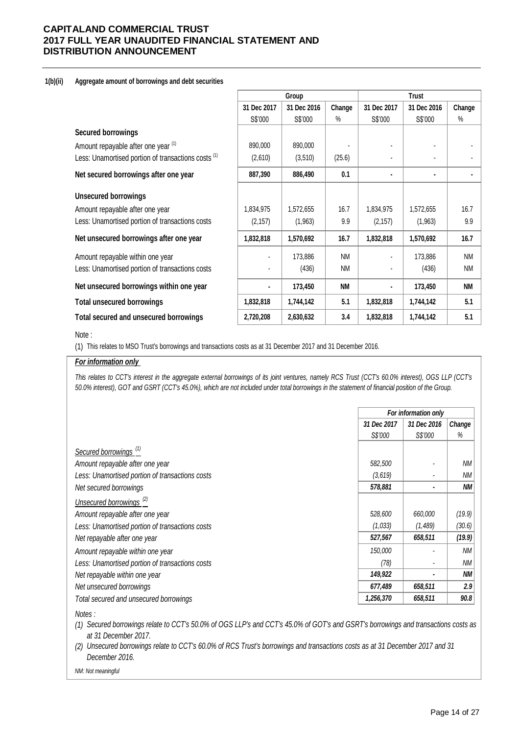**1(b)(ii) Aggregate amount of borrowings and debt securities**

| | Group | | | Trust | | |
|---|---|---|---|---|---|---|
| | 31 Dec 2017 | 31 Dec 2016 | Change | 31 Dec 2017 | 31 Dec 2016 | Change |
| | S$'000 | S$'000 | % | S$'000 | S$'000 | % |
| **Secured borrowings** | | | | | | |
| Amount repayable after one year [(1)] | 890,000 | 890,000 | - | - | - | - |
| Less: Unamortised portion of transactions costs [(1)] | (2,610) | (3,510) | (25.6) | - | - | - |
| **Net secured borrowings after one year** | **887,390** | **886,490** | **0.1** | **-** | **-** | **-** |
| **Unsecured borrowings** | | | | | | |
| Amount repayable after one year | 1,834,975 | 1,572,655 | 16.7 | 1,834,975 | 1,572,655 | 16.7 |
| Less: Unamortised portion of transactions costs | (2,157) | (1,963) | 9.9 | (2,157) | (1,963) | 9.9 |
| **Net unsecured borrowings after one year** | **1,832,818** | **1,570,692** | **16.7** | **1,832,818** | **1,570,692** | **16.7** |
| Amount repayable within one year | - | 173,886 | NM | - | 173,886 | NM |
| Less: Unamortised portion of transactions costs | - | (436) | NM | - | (436) | NM |
| **Net unsecured borrowings within one year** | **-** | **173,450** | **NM** | **-** | **173,450** | **NM** |
| **Total unsecured borrowings** | **1,832,818** | **1,744,142** | **5.1** | **1,832,818** | **1,744,142** | **5.1** |
| **Total secured and unsecured borrowings** | **2,720,208** | **2,630,632** | **3.4** | **1,832,818** | **1,744,142** | **5.1** |

Note :

(1) This relates to MSO Trust's borrowings and transactions costs as at 31 December 2017 and 31 December 2016.

***For information only***

*This relates to CCT's interest in the aggregate external borrowings of its joint ventures, namely RCS Trust (CCT's 60.0% interest), OGS LLP (CCT's 50.0% interest), GOT and GSRT (CCT's 45.0%), which are not included under total borrowings in the statement of financial position of the Group.*

| | *For information only* | | |
|---|---|---|---|
| | *31 Dec 2017* | *31 Dec 2016* | *Change* |
| | *S$'000* | *S$'000* | *%* |
| *Secured borrowings [(1)]* | | | |
| *Amount repayable after one year* | *582,500* | *-* | *NM* |
| *Less: Unamortised portion of transactions costs* | *(3,619)* | *-* | *NM* |
| *Net secured borrowings* | ***578,881*** | ***-*** | ***NM*** |
| *Unsecured borrowings [(2)]* | | | |
| *Amount repayable after one year* | *528,600* | *660,000* | *(19.9)* |
| *Less: Unamortised portion of transactions costs* | *(1,033)* | *(1,489)* | *(30.6)* |
| *Net repayable after one year* | ***527,567*** | ***658,511*** | ***(19.9)*** |
| *Amount repayable within one year* | *150,000* | *-* | *NM* |
| *Less: Unamortised portion of transactions costs* | *(78)* | *-* | *NM* |
| *Net repayable within one year* | ***149,922*** | ***-*** | ***NM*** |
| *Net unsecured borrowings* | ***677,489*** | ***658,511*** | ***2.9*** |
| *Total secured and unsecured borrowings* | ***1,256,370*** | ***658,511*** | ***90.8*** |

*Notes :*

*(1) Secured borrowings relate to CCT's 50.0% of OGS LLP's and CCT's 45.0% of GOT's and GSRT's borrowings and transactions costs as at 31 December 2017.*

*(2) Unsecured borrowings relate to CCT's 60.0% of RCS Trust's borrowings and transactions costs as at 31 December 2017 and 31 December 2016.*

*NM: Not meaningful*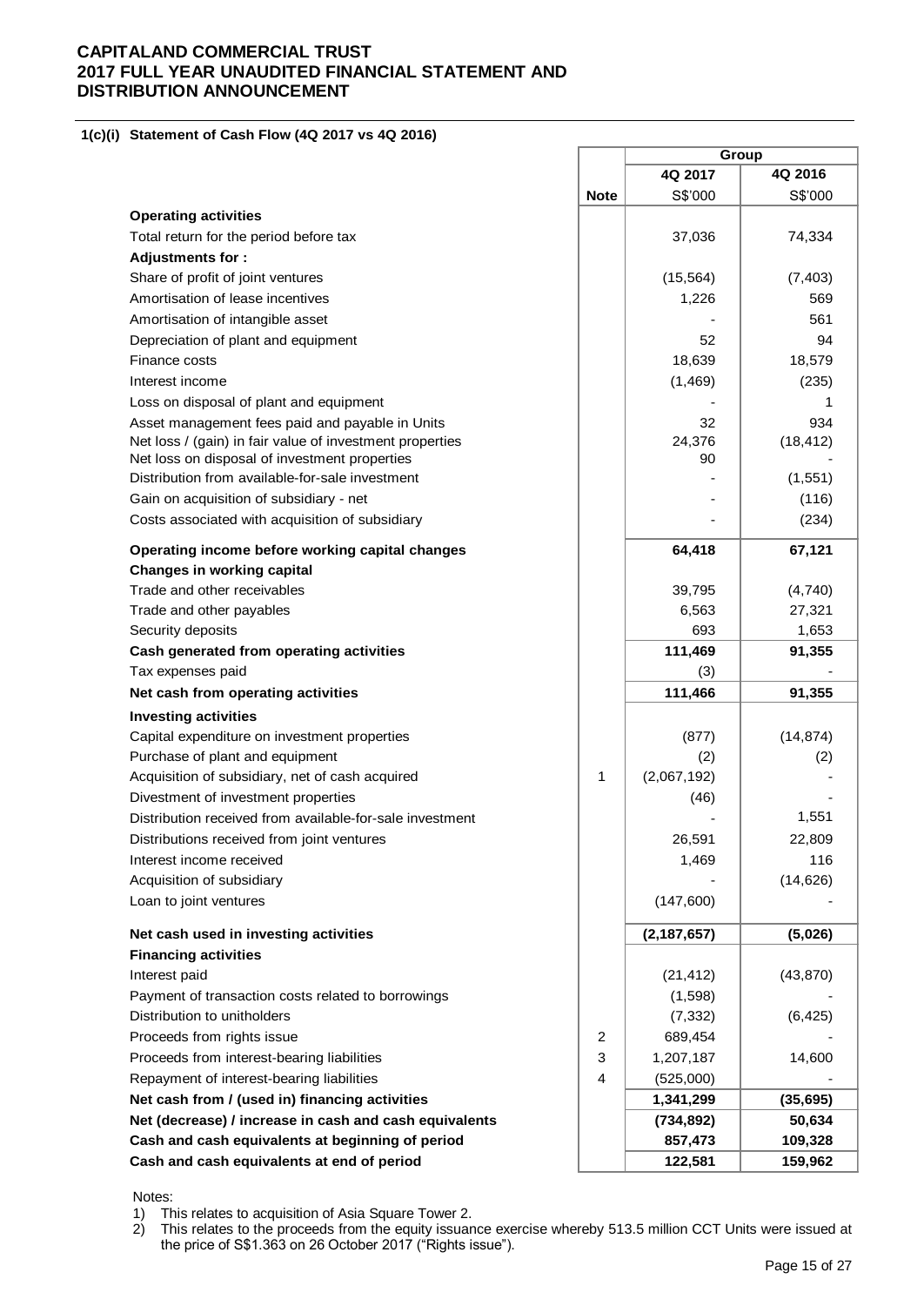# CAPITALAND COMMERCIAL TRUST
# 2017 FULL YEAR UNAUDITED FINANCIAL STATEMENT AND DISTRIBUTION ANNOUNCEMENT

### 1(c)(i) Statement of Cash Flow (4Q 2017 vs 4Q 2016)

| | | Group | |
|---|---|---|---|
| | | 4Q 2017 | 4Q 2016 |
| | Note | S$'000 | S$'000 |
| **Operating activities** | | | |
| Total return for the period before tax | | 37,036 | 74,334 |
| **Adjustments for :** | | | |
| Share of profit of joint ventures | | (15,564) | (7,403) |
| Amortisation of lease incentives | | 1,226 | 569 |
| Amortisation of intangible asset | | - | 561 |
| Depreciation of plant and equipment | | 52 | 94 |
| Finance costs | | 18,639 | 18,579 |
| Interest income | | (1,469) | (235) |
| Loss on disposal of plant and equipment | | - | 1 |
| Asset management fees paid and payable in Units | | 32 | 934 |
| Net loss / (gain) in fair value of investment properties | | 24,376 | (18,412) |
| Net loss on disposal of investment properties | | 90 | - |
| Distribution from available-for-sale investment | | - | (1,551) |
| Gain on acquisition of subsidiary - net | | - | (116) |
| Costs associated with acquisition of subsidiary | | - | (234) |
| **Operating income before working capital changes** | | **64,418** | **67,121** |
| **Changes in working capital** | | | |
| Trade and other receivables | | 39,795 | (4,740) |
| Trade and other payables | | 6,563 | 27,321 |
| Security deposits | | 693 | 1,653 |
| **Cash generated from operating activities** | | **111,469** | **91,355** |
| Tax expenses paid | | (3) | - |
| **Net cash from operating activities** | | **111,466** | **91,355** |
| **Investing activities** | | | |
| Capital expenditure on investment properties | | (877) | (14,874) |
| Purchase of plant and equipment | | (2) | (2) |
| Acquisition of subsidiary, net of cash acquired | 1 | (2,067,192) | - |
| Divestment of investment properties | | (46) | - |
| Distribution received from available-for-sale investment | | - | 1,551 |
| Distributions received from joint ventures | | 26,591 | 22,809 |
| Interest income received | | 1,469 | 116 |
| Acquisition of subsidiary | | - | (14,626) |
| Loan to joint ventures | | (147,600) | - |
| **Net cash used in investing activities** | | **(2,187,657)** | **(5,026)** |
| **Financing activities** | | | |
| Interest paid | | (21,412) | (43,870) |
| Payment of transaction costs related to borrowings | | (1,598) | - |
| Distribution to unitholders | | (7,332) | (6,425) |
| Proceeds from rights issue | 2 | 689,454 | - |
| Proceeds from interest-bearing liabilities | 3 | 1,207,187 | 14,600 |
| Repayment of interest-bearing liabilities | 4 | (525,000) | - |
| **Net cash from / (used in) financing activities** | | **1,341,299** | **(35,695)** |
| **Net (decrease) / increase in cash and cash equivalents** | | **(734,892)** | **50,634** |
| **Cash and cash equivalents at beginning of period** | | **857,473** | **109,328** |
| **Cash and cash equivalents at end of period** | | **122,581** | **159,962** |

Notes:

1) This relates to acquisition of Asia Square Tower 2.
2) This relates to the proceeds from the equity issuance exercise whereby 513.5 million CCT Units were issued at the price of S$1.363 on 26 October 2017 ("Rights issue").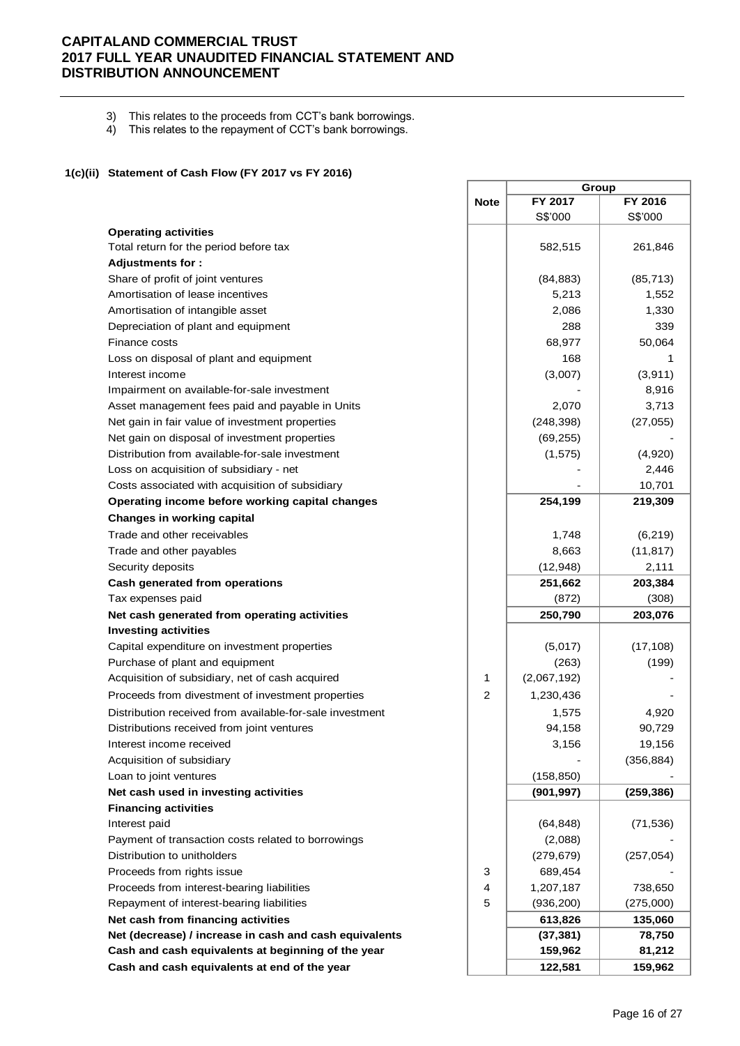3) This relates to the proceeds from CCT's bank borrowings.
4) This relates to the repayment of CCT's bank borrowings.

### 1(c)(ii) Statement of Cash Flow (FY 2017 vs FY 2016)

| | Note | Group | |
|---|---|---|---|
| | | FY 2017 | FY 2016 |
| | | S$'000 | S$'000 |
| **Operating activities** | | | |
| Total return for the period before tax | | 582,515 | 261,846 |
| **Adjustments for :** | | | |
| Share of profit of joint ventures | | (84,883) | (85,713) |
| Amortisation of lease incentives | | 5,213 | 1,552 |
| Amortisation of intangible asset | | 2,086 | 1,330 |
| Depreciation of plant and equipment | | 288 | 339 |
| Finance costs | | 68,977 | 50,064 |
| Loss on disposal of plant and equipment | | 168 | 1 |
| Interest income | | (3,007) | (3,911) |
| Impairment on available-for-sale investment | | - | 8,916 |
| Asset management fees paid and payable in Units | | 2,070 | 3,713 |
| Net gain in fair value of investment properties | | (248,398) | (27,055) |
| Net gain on disposal of investment properties | | (69,255) | - |
| Distribution from available-for-sale investment | | (1,575) | (4,920) |
| Loss on acquisition of subsidiary - net | | - | 2,446 |
| Costs associated with acquisition of subsidiary | | - | 10,701 |
| **Operating income before working capital changes** | | **254,199** | **219,309** |
| **Changes in working capital** | | | |
| Trade and other receivables | | 1,748 | (6,219) |
| Trade and other payables | | 8,663 | (11,817) |
| Security deposits | | (12,948) | 2,111 |
| **Cash generated from operations** | | **251,662** | **203,384** |
| Tax expenses paid | | (872) | (308) |
| **Net cash generated from operating activities** | | **250,790** | **203,076** |
| **Investing activities** | | | |
| Capital expenditure on investment properties | | (5,017) | (17,108) |
| Purchase of plant and equipment | | (263) | (199) |
| Acquisition of subsidiary, net of cash acquired | 1 | (2,067,192) | - |
| Proceeds from divestment of investment properties | 2 | 1,230,436 | - |
| Distribution received from available-for-sale investment | | 1,575 | 4,920 |
| Distributions received from joint ventures | | 94,158 | 90,729 |
| Interest income received | | 3,156 | 19,156 |
| Acquisition of subsidiary | | - | (356,884) |
| Loan to joint ventures | | (158,850) | - |
| **Net cash used in investing activities** | | **(901,997)** | **(259,386)** |
| **Financing activities** | | | |
| Interest paid | | (64,848) | (71,536) |
| Payment of transaction costs related to borrowings | | (2,088) | - |
| Distribution to unitholders | | (279,679) | (257,054) |
| Proceeds from rights issue | 3 | 689,454 | - |
| Proceeds from interest-bearing liabilities | 4 | 1,207,187 | 738,650 |
| Repayment of interest-bearing liabilities | 5 | (936,200) | (275,000) |
| **Net cash from financing activities** | | **613,826** | **135,060** |
| **Net (decrease) / increase in cash and cash equivalents** | | **(37,381)** | **78,750** |
| **Cash and cash equivalents at beginning of the year** | | **159,962** | **81,212** |
| **Cash and cash equivalents at end of the year** | | **122,581** | **159,962** |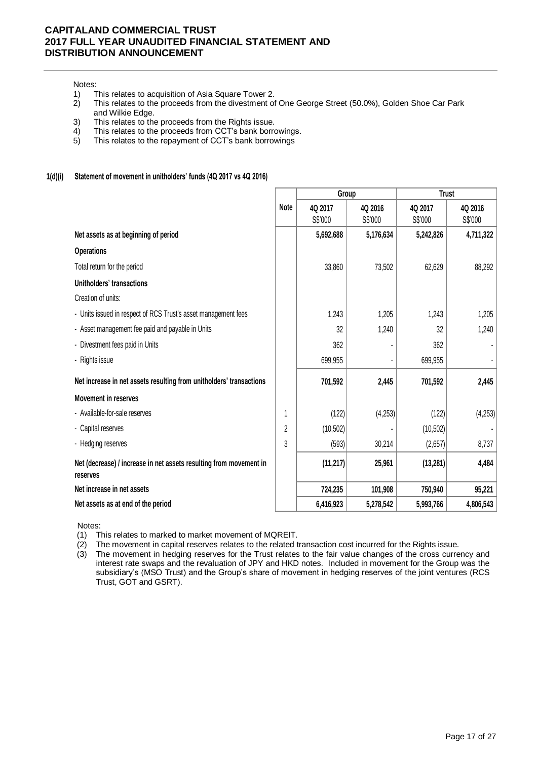Notes:

1) This relates to acquisition of Asia Square Tower 2.
2) This relates to the proceeds from the divestment of One George Street (50.0%), Golden Shoe Car Park and Wilkie Edge.
3) This relates to the proceeds from the Rights issue.
4) This relates to the proceeds from CCT's bank borrowings.
5) This relates to the repayment of CCT's bank borrowings

### 1(d)(i) Statement of movement in unitholders' funds (4Q 2017 vs 4Q 2016)

| | Note | Group | | Trust | |
|---|---|---|---|---|---|
| | | 4Q 2017<br>S$'000 | 4Q 2016<br>S$'000 | 4Q 2017<br>S$'000 | 4Q 2016<br>S$'000 |
| **Net assets as at beginning of period** | | **5,692,688** | **5,176,634** | **5,242,826** | **4,711,322** |
| **Operations** | | | | | |
| Total return for the period | | 33,860 | 73,502 | 62,629 | 88,292 |
| **Unitholders' transactions** | | | | | |
| Creation of units: | | | | | |
| - Units issued in respect of RCS Trust's asset management fees | | 1,243 | 1,205 | 1,243 | 1,205 |
| - Asset management fee paid and payable in Units | | 32 | 1,240 | 32 | 1,240 |
| - Divestment fees paid in Units | | 362 | - | 362 | - |
| - Rights issue | | 699,955 | - | 699,955 | - |
| **Net increase in net assets resulting from unitholders' transactions** | | **701,592** | **2,445** | **701,592** | **2,445** |
| **Movement in reserves** | | | | | |
| - Available-for-sale reserves | 1 | (122) | (4,253) | (122) | (4,253) |
| - Capital reserves | 2 | (10,502) | - | (10,502) | - |
| - Hedging reserves | 3 | (593) | 30,214 | (2,657) | 8,737 |
| **Net (decrease) / increase in net assets resulting from movement in reserves** | | **(11,217)** | **25,961** | **(13,281)** | **4,484** |
| **Net increase in net assets** | | **724,235** | **101,908** | **750,940** | **95,221** |
| **Net assets as at end of the period** | | **6,416,923** | **5,278,542** | **5,993,766** | **4,806,543** |

Notes:

(1) This relates to marked to market movement of MQREIT.
(2) The movement in capital reserves relates to the related transaction cost incurred for the Rights issue.
(3) The movement in hedging reserves for the Trust relates to the fair value changes of the cross currency and interest rate swaps and the revaluation of JPY and HKD notes. Included in movement for the Group was the subsidiary's (MSO Trust) and the Group's share of movement in hedging reserves of the joint ventures (RCS Trust, GOT and GSRT).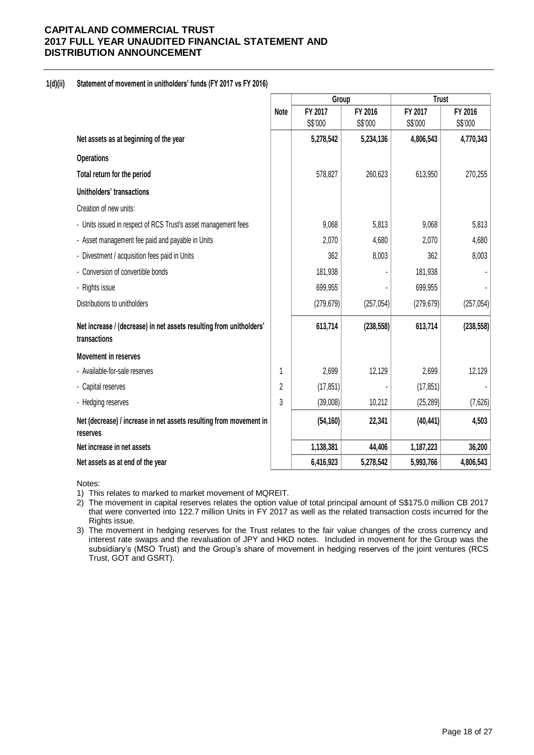**1(d)(ii) Statement of movement in unitholders' funds (FY 2017 vs FY 2016)**

| | Note | Group | | Trust | |
|---|---|---|---|---|---|
| | | FY 2017 S$'000 | FY 2016 S$'000 | FY 2017 S$'000 | FY 2016 S$'000 |
| **Net assets as at beginning of the year** | | **5,278,542** | **5,234,136** | **4,806,543** | **4,770,343** |
| **Operations** | | | | | |
| **Total return for the period** | | 578,827 | 260,623 | 613,950 | 270,255 |
| **Unitholders' transactions** | | | | | |
| Creation of new units: | | | | | |
| - Units issued in respect of RCS Trust's asset management fees | | 9,068 | 5,813 | 9,068 | 5,813 |
| - Asset management fee paid and payable in Units | | 2,070 | 4,680 | 2,070 | 4,680 |
| - Divestment / acquisition fees paid in Units | | 362 | 8,003 | 362 | 8,003 |
| - Conversion of convertible bonds | | 181,938 | - | 181,938 | - |
| - Rights issue | | 699,955 | - | 699,955 | - |
| Distributions to unitholders | | (279,679) | (257,054) | (279,679) | (257,054) |
| **Net increase / (decrease) in net assets resulting from unitholders' transactions** | | **613,714** | **(238,558)** | **613,714** | **(238,558)** |
| **Movement in reserves** | | | | | |
| - Available-for-sale reserves | 1 | 2,699 | 12,129 | 2,699 | 12,129 |
| - Capital reserves | 2 | (17,851) | - | (17,851) | - |
| - Hedging reserves | 3 | (39,008) | 10,212 | (25,289) | (7,626) |
| **Net (decrease) / increase in net assets resulting from movement in reserves** | | **(54,160)** | **22,341** | **(40,441)** | **4,503** |
| **Net increase in net assets** | | **1,138,381** | **44,406** | **1,187,223** | **36,200** |
| **Net assets as at end of the year** | | **6,416,923** | **5,278,542** | **5,993,766** | **4,806,543** |

Notes:

1) This relates to marked to market movement of MQREIT.
2) The movement in capital reserves relates the option value of total principal amount of S$175.0 million CB 2017 that were converted into 122.7 million Units in FY 2017 as well as the related transaction costs incurred for the Rights issue.
3) The movement in hedging reserves for the Trust relates to the fair value changes of the cross currency and interest rate swaps and the revaluation of JPY and HKD notes. Included in movement for the Group was the subsidiary's (MSO Trust) and the Group's share of movement in hedging reserves of the joint ventures (RCS Trust, GOT and GSRT).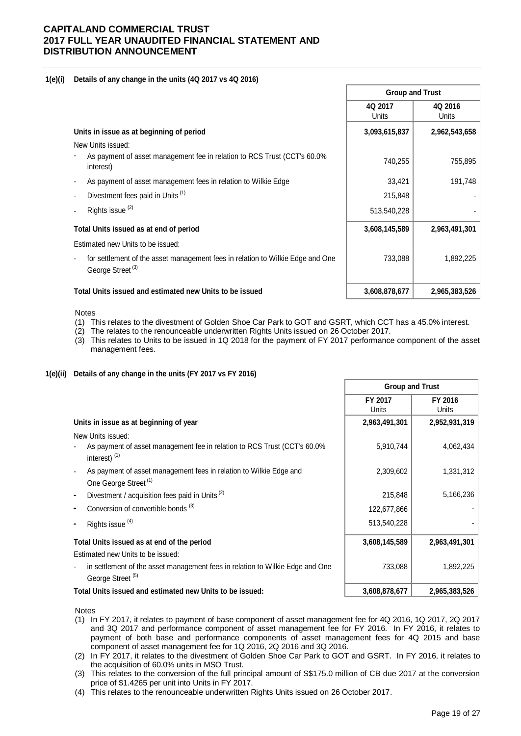# CAPITALAND COMMERCIAL TRUST
# 2017 FULL YEAR UNAUDITED FINANCIAL STATEMENT AND DISTRIBUTION ANNOUNCEMENT

**1(e)(i) Details of any change in the units (4Q 2017 vs 4Q 2016)**

| | Group and Trust | |
|---|---|---|
| | 4Q 2017 Units | 4Q 2016 Units |
| **Units in issue as at beginning of period** | **3,093,615,837** | **2,962,543,658** |
| New Units issued: | | |
| - As payment of asset management fee in relation to RCS Trust (CCT's 60.0% interest) | 740,255 | 755,895 |
| - As payment of asset management fees in relation to Wilkie Edge | 33,421 | 191,748 |
| - Divestment fees paid in Units [(1)] | 215,848 | - |
| - Rights issue [(2)] | 513,540,228 | - |
| **Total Units issued as at end of period** | **3,608,145,589** | **2,963,491,301** |
| Estimated new Units to be issued: | | |
| - for settlement of the asset management fees in relation to Wilkie Edge and One George Street [(3)] | 733,088 | 1,892,225 |
| **Total Units issued and estimated new Units to be issued** | **3,608,878,677** | **2,965,383,526** |

Notes
(1) This relates to the divestment of Golden Shoe Car Park to GOT and GSRT, which CCT has a 45.0% interest.
(2) The relates to the renounceable underwritten Rights Units issued on 26 October 2017.
(3) This relates to Units to be issued in 1Q 2018 for the payment of FY 2017 performance component of the asset management fees.

**1(e)(ii) Details of any change in the units (FY 2017 vs FY 2016)**

| | Group and Trust | |
|---|---|---|
| | FY 2017 Units | FY 2016 Units |
| **Units in issue as at beginning of year** | **2,963,491,301** | **2,952,931,319** |
| New Units issued: | | |
| - As payment of asset management fee in relation to RCS Trust (CCT's 60.0% interest) [(1)] | 5,910,744 | 4,062,434 |
| - As payment of asset management fees in relation to Wilkie Edge and One George Street [(1)] | 2,309,602 | 1,331,312 |
| - Divestment / acquisition fees paid in Units [(2)] | 215,848 | 5,166,236 |
| - Conversion of convertible bonds [(3)] | 122,677,866 | - |
| - Rights issue [(4)] | 513,540,228 | - |
| **Total Units issued as at end of the period** | **3,608,145,589** | **2,963,491,301** |
| Estimated new Units to be issued: | | |
| - in settlement of the asset management fees in relation to Wilkie Edge and One George Street [(5)] | 733,088 | 1,892,225 |
| **Total Units issued and estimated new Units to be issued:** | **3,608,878,677** | **2,965,383,526** |

Notes
(1) In FY 2017, it relates to payment of base component of asset management fee for 4Q 2016, 1Q 2017, 2Q 2017 and 3Q 2017 and performance component of asset management fee for FY 2016. In FY 2016, it relates to payment of both base and performance components of asset management fees for 4Q 2015 and base component of asset management fee for 1Q 2016, 2Q 2016 and 3Q 2016.
(2) In FY 2017, it relates to the divestment of Golden Shoe Car Park to GOT and GSRT. In FY 2016, it relates to the acquisition of 60.0% units in MSO Trust.
(3) This relates to the conversion of the full principal amount of S$175.0 million of CB due 2017 at the conversion price of $1.4265 per unit into Units in FY 2017.
(4) This relates to the renounceable underwritten Rights Units issued on 26 October 2017.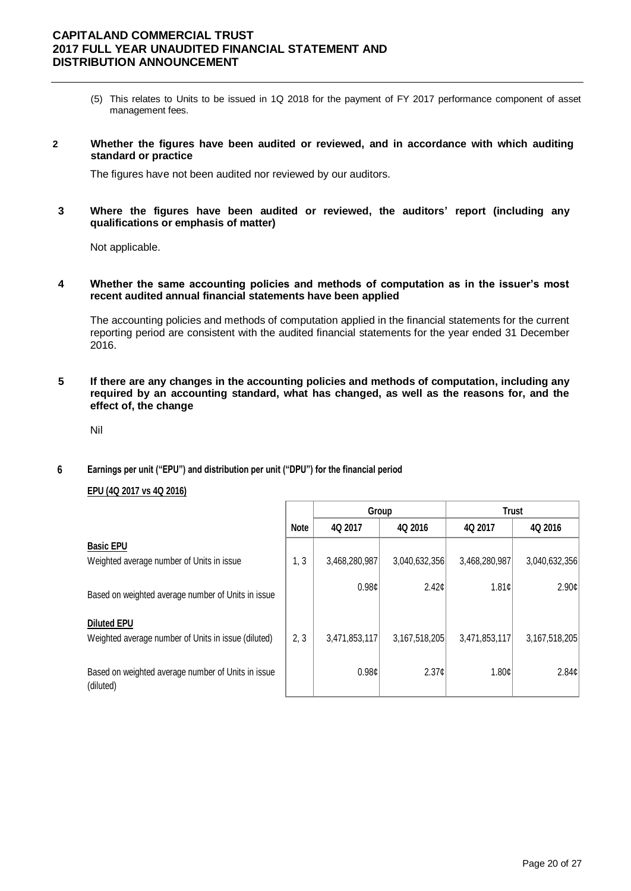(5) This relates to Units to be issued in 1Q 2018 for the payment of FY 2017 performance component of asset management fees.

**2 Whether the figures have been audited or reviewed, and in accordance with which auditing standard or practice**

The figures have not been audited nor reviewed by our auditors.

**3 Where the figures have been audited or reviewed, the auditors' report (including any qualifications or emphasis of matter)**

Not applicable.

**4 Whether the same accounting policies and methods of computation as in the issuer's most recent audited annual financial statements have been applied**

The accounting policies and methods of computation applied in the financial statements for the current reporting period are consistent with the audited financial statements for the year ended 31 December 2016.

**5 If there are any changes in the accounting policies and methods of computation, including any required by an accounting standard, what has changed, as well as the reasons for, and the effect of, the change**

Nil

**6 Earnings per unit ("EPU") and distribution per unit ("DPU") for the financial period**

**EPU (4Q 2017 vs 4Q 2016)**

| | | Group | | Trust | |
|---|---|---|---|---|---|
| | Note | 4Q 2017 | 4Q 2016 | 4Q 2017 | 4Q 2016 |
| **Basic EPU** | | | | | |
| Weighted average number of Units in issue | 1, 3 | 3,468,280,987 | 3,040,632,356 | 3,468,280,987 | 3,040,632,356 |
| Based on weighted average number of Units in issue | | 0.98¢ | 2.42¢ | 1.81¢ | 2.90¢ |
| **Diluted EPU** | | | | | |
| Weighted average number of Units in issue (diluted) | 2, 3 | 3,471,853,117 | 3,167,518,205 | 3,471,853,117 | 3,167,518,205 |
| Based on weighted average number of Units in issue (diluted) | | 0.98¢ | 2.37¢ | 1.80¢ | 2.84¢ |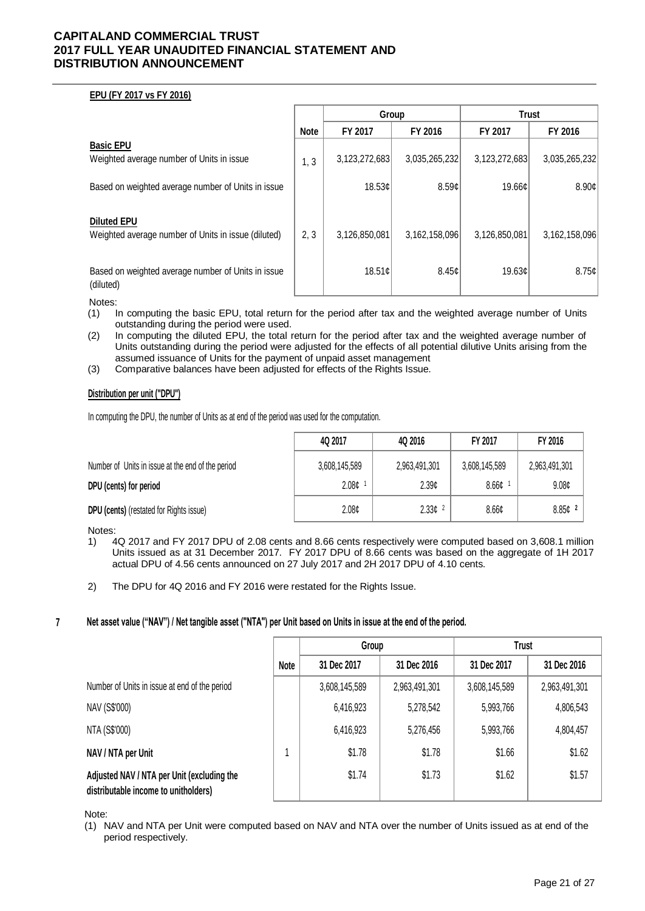**EPU (FY 2017 vs FY 2016)**

| | Note | Group | | Trust | |
|---|---|---|---|---|---|
| | | FY 2017 | FY 2016 | FY 2017 | FY 2016 |
| **Basic EPU** | | | | | |
| Weighted average number of Units in issue | 1, 3 | 3,123,272,683 | 3,035,265,232 | 3,123,272,683 | 3,035,265,232 |
| Based on weighted average number of Units in issue | | 18.53¢ | 8.59¢ | 19.66¢ | 8.90¢ |
| **Diluted EPU** | | | | | |
| Weighted average number of Units in issue (diluted) | 2, 3 | 3,126,850,081 | 3,162,158,096 | 3,126,850,081 | 3,162,158,096 |
| Based on weighted average number of Units in issue (diluted) | | 18.51¢ | 8.45¢ | 19.63¢ | 8.75¢ |

Notes:

(1) In computing the basic EPU, total return for the period after tax and the weighted average number of Units outstanding during the period were used.

(2) In computing the diluted EPU, the total return for the period after tax and the weighted average number of Units outstanding during the period were adjusted for the effects of all potential dilutive Units arising from the assumed issuance of Units for the payment of unpaid asset management

(3) Comparative balances have been adjusted for effects of the Rights Issue.

**Distribution per unit ("DPU")**

In computing the DPU, the number of Units as at end of the period was used for the computation.

| | 4Q 2017 | 4Q 2016 | FY 2017 | FY 2016 |
|---|---|---|---|---|
| Number of Units in issue at the end of the period | 3,608,145,589 | 2,963,491,301 | 3,608,145,589 | 2,963,491,301 |
| **DPU (cents) for period** | 2.08¢ [1] | 2.39¢ | 8.66¢ [1] | 9.08¢ |
| **DPU (cents)** (restated for Rights issue) | 2.08¢ | 2.33¢ [2] | 8.66¢ | 8.85¢ [2] |

Notes:

1) 4Q 2017 and FY 2017 DPU of 2.08 cents and 8.66 cents respectively were computed based on 3,608.1 million Units issued as at 31 December 2017. FY 2017 DPU of 8.66 cents was based on the aggregate of 1H 2017 actual DPU of 4.56 cents announced on 27 July 2017 and 2H 2017 DPU of 4.10 cents.

2) The DPU for 4Q 2016 and FY 2016 were restated for the Rights Issue.

## 7 Net asset value ("NAV") / Net tangible asset ("NTA") per Unit based on Units in issue at the end of the period.

| | Note | Group | | Trust | |
|---|---|---|---|---|---|
| | | 31 Dec 2017 | 31 Dec 2016 | 31 Dec 2017 | 31 Dec 2016 |
| Number of Units in issue at end of the period | | 3,608,145,589 | 2,963,491,301 | 3,608,145,589 | 2,963,491,301 |
| NAV (S$'000) | | 6,416,923 | 5,278,542 | 5,993,766 | 4,806,543 |
| NTA (S$'000) | | 6,416,923 | 5,276,456 | 5,993,766 | 4,804,457 |
| **NAV / NTA per Unit** | 1 | $1.78 | $1.78 | $1.66 | $1.62 |
| **Adjusted NAV / NTA per Unit (excluding the distributable income to unitholders)** | | $1.74 | $1.73 | $1.62 | $1.57 |

Note:

(1) NAV and NTA per Unit were computed based on NAV and NTA over the number of Units issued as at end of the period respectively.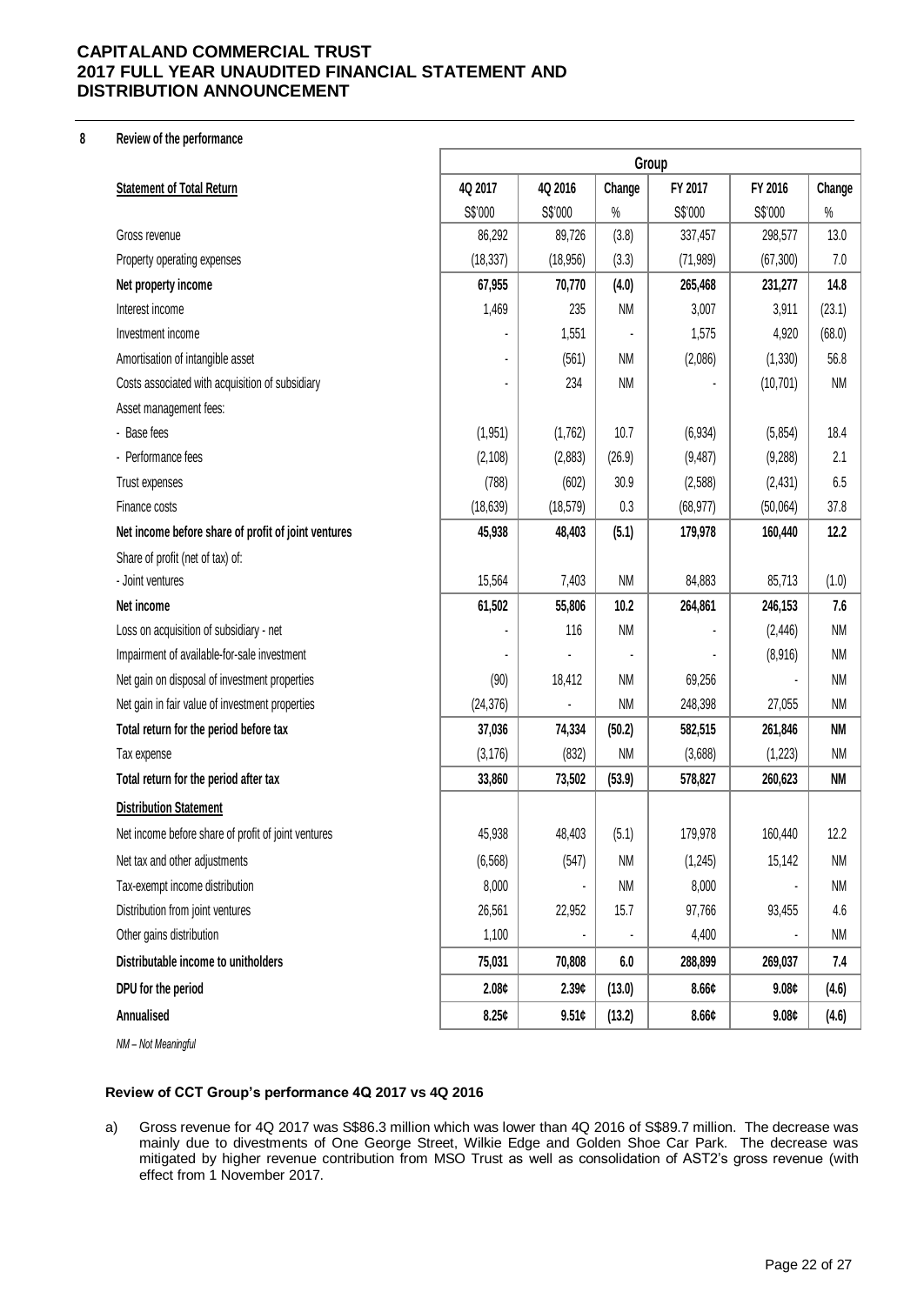## 8 Review of the performance

| Statement of Total Return | Group | | | | | |
|---|---|---|---|---|---|---|
| | 4Q 2017 | 4Q 2016 | Change | FY 2017 | FY 2016 | Change |
| | S$'000 | S$'000 | % | S$'000 | S$'000 | % |
| Gross revenue | 86,292 | 89,726 | (3.8) | 337,457 | 298,577 | 13.0 |
| Property operating expenses | (18,337) | (18,956) | (3.3) | (71,989) | (67,300) | 7.0 |
| **Net property income** | **67,955** | **70,770** | **(4.0)** | **265,468** | **231,277** | **14.8** |
| Interest income | 1,469 | 235 | NM | 3,007 | 3,911 | (23.1) |
| Investment income | - | 1,551 | - | 1,575 | 4,920 | (68.0) |
| Amortisation of intangible asset | - | (561) | NM | (2,086) | (1,330) | 56.8 |
| Costs associated with acquisition of subsidiary | - | 234 | NM | - | (10,701) | NM |
| Asset management fees: | | | | | | |
| - Base fees | (1,951) | (1,762) | 10.7 | (6,934) | (5,854) | 18.4 |
| - Performance fees | (2,108) | (2,883) | (26.9) | (9,487) | (9,288) | 2.1 |
| Trust expenses | (788) | (602) | 30.9 | (2,588) | (2,431) | 6.5 |
| Finance costs | (18,639) | (18,579) | 0.3 | (68,977) | (50,064) | 37.8 |
| **Net income before share of profit of joint ventures** | **45,938** | **48,403** | **(5.1)** | **179,978** | **160,440** | **12.2** |
| Share of profit (net of tax) of: | | | | | | |
| - Joint ventures | 15,564 | 7,403 | NM | 84,883 | 85,713 | (1.0) |
| **Net income** | **61,502** | **55,806** | **10.2** | **264,861** | **246,153** | **7.6** |
| Loss on acquisition of subsidiary - net | - | 116 | NM | - | (2,446) | NM |
| Impairment of available-for-sale investment | - | - | - | - | (8,916) | NM |
| Net gain on disposal of investment properties | (90) | 18,412 | NM | 69,256 | - | NM |
| Net gain in fair value of investment properties | (24,376) | - | NM | 248,398 | 27,055 | NM |
| **Total return for the period before tax** | **37,036** | **74,334** | **(50.2)** | **582,515** | **261,846** | **NM** |
| Tax expense | (3,176) | (832) | NM | (3,688) | (1,223) | NM |
| **Total return for the period after tax** | **33,860** | **73,502** | **(53.9)** | **578,827** | **260,623** | **NM** |
| **Distribution Statement** | | | | | | |
| Net income before share of profit of joint ventures | 45,938 | 48,403 | (5.1) | 179,978 | 160,440 | 12.2 |
| Net tax and other adjustments | (6,568) | (547) | NM | (1,245) | 15,142 | NM |
| Tax-exempt income distribution | 8,000 | - | NM | 8,000 | - | NM |
| Distribution from joint ventures | 26,561 | 22,952 | 15.7 | 97,766 | 93,455 | 4.6 |
| Other gains distribution | 1,100 | - | - | 4,400 | - | NM |
| **Distributable income to unitholders** | **75,031** | **70,808** | **6.0** | **288,899** | **269,037** | **7.4** |
| **DPU for the period** | **2.08¢** | **2.39¢** | **(13.0)** | **8.66¢** | **9.08¢** | **(4.6)** |
| **Annualised** | **8.25¢** | **9.51¢** | **(13.2)** | **8.66¢** | **9.08¢** | **(4.6)** |

*NM – Not Meaningful*

### Review of CCT Group's performance 4Q 2017 vs 4Q 2016

a) Gross revenue for 4Q 2017 was S$86.3 million which was lower than 4Q 2016 of S$89.7 million. The decrease was mainly due to divestments of One George Street, Wilkie Edge and Golden Shoe Car Park. The decrease was mitigated by higher revenue contribution from MSO Trust as well as consolidation of AST2's gross revenue (with effect from 1 November 2017.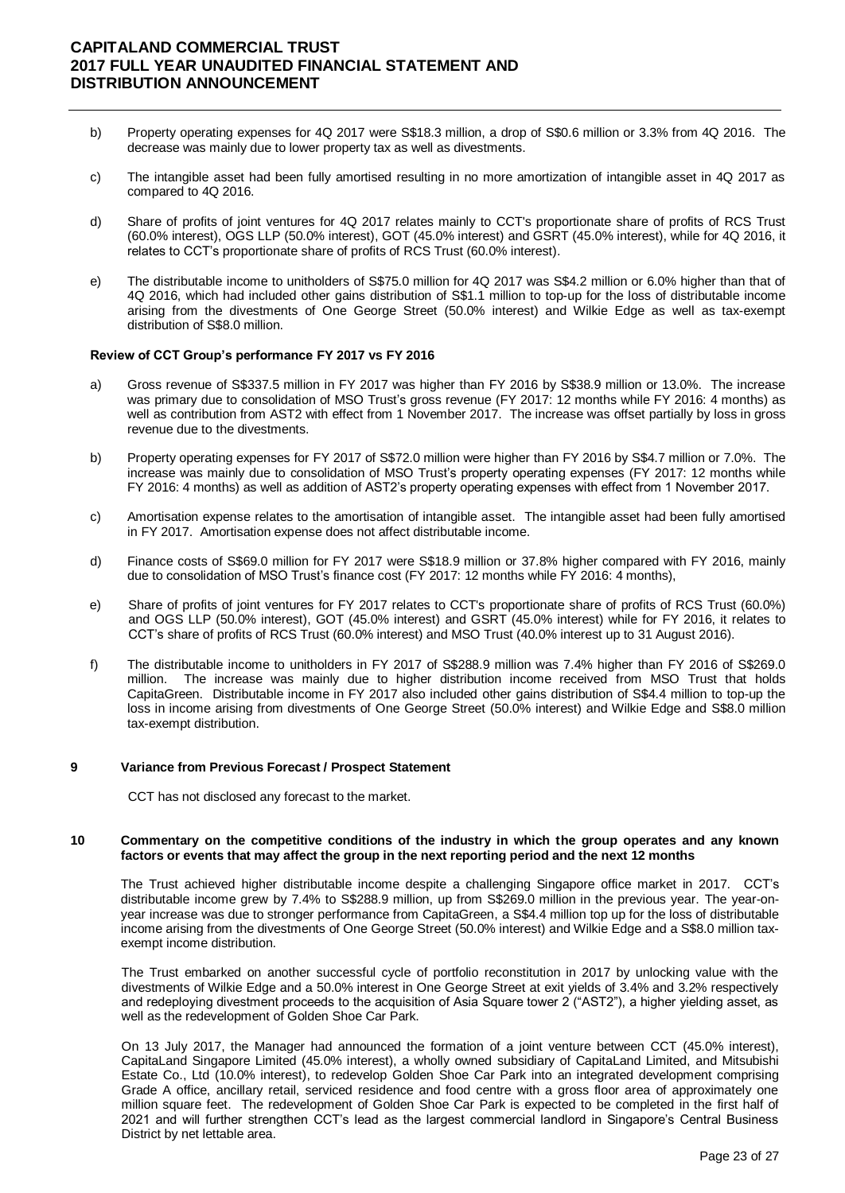b) Property operating expenses for 4Q 2017 were S$18.3 million, a drop of S$0.6 million or 3.3% from 4Q 2016. The decrease was mainly due to lower property tax as well as divestments.

c) The intangible asset had been fully amortised resulting in no more amortization of intangible asset in 4Q 2017 as compared to 4Q 2016.

d) Share of profits of joint ventures for 4Q 2017 relates mainly to CCT's proportionate share of profits of RCS Trust (60.0% interest), OGS LLP (50.0% interest), GOT (45.0% interest) and GSRT (45.0% interest), while for 4Q 2016, it relates to CCT's proportionate share of profits of RCS Trust (60.0% interest).

e) The distributable income to unitholders of S$75.0 million for 4Q 2017 was S$4.2 million or 6.0% higher than that of 4Q 2016, which had included other gains distribution of S$1.1 million to top-up for the loss of distributable income arising from the divestments of One George Street (50.0% interest) and Wilkie Edge as well as tax-exempt distribution of S$8.0 million.

**Review of CCT Group's performance FY 2017 vs FY 2016**

a) Gross revenue of S$337.5 million in FY 2017 was higher than FY 2016 by S$38.9 million or 13.0%. The increase was primary due to consolidation of MSO Trust's gross revenue (FY 2017: 12 months while FY 2016: 4 months) as well as contribution from AST2 with effect from 1 November 2017. The increase was offset partially by loss in gross revenue due to the divestments.

b) Property operating expenses for FY 2017 of S$72.0 million were higher than FY 2016 by S$4.7 million or 7.0%. The increase was mainly due to consolidation of MSO Trust's property operating expenses (FY 2017: 12 months while FY 2016: 4 months) as well as addition of AST2's property operating expenses with effect from 1 November 2017.

c) Amortisation expense relates to the amortisation of intangible asset. The intangible asset had been fully amortised in FY 2017. Amortisation expense does not affect distributable income.

d) Finance costs of S$69.0 million for FY 2017 were S$18.9 million or 37.8% higher compared with FY 2016, mainly due to consolidation of MSO Trust's finance cost (FY 2017: 12 months while FY 2016: 4 months),

e) Share of profits of joint ventures for FY 2017 relates to CCT's proportionate share of profits of RCS Trust (60.0%) and OGS LLP (50.0% interest), GOT (45.0% interest) and GSRT (45.0% interest) while for FY 2016, it relates to CCT's share of profits of RCS Trust (60.0% interest) and MSO Trust (40.0% interest up to 31 August 2016).

f) The distributable income to unitholders in FY 2017 of S$288.9 million was 7.4% higher than FY 2016 of S$269.0 million. The increase was mainly due to higher distribution income received from MSO Trust that holds CapitaGreen. Distributable income in FY 2017 also included other gains distribution of S$4.4 million to top-up the loss in income arising from divestments of One George Street (50.0% interest) and Wilkie Edge and S$8.0 million tax-exempt distribution.

## 9 Variance from Previous Forecast / Prospect Statement

CCT has not disclosed any forecast to the market.

## 10 Commentary on the competitive conditions of the industry in which the group operates and any known factors or events that may affect the group in the next reporting period and the next 12 months

The Trust achieved higher distributable income despite a challenging Singapore office market in 2017. CCT's distributable income grew by 7.4% to S$288.9 million, up from S$269.0 million in the previous year. The year-on-year increase was due to stronger performance from CapitaGreen, a S$4.4 million top up for the loss of distributable income arising from the divestments of One George Street (50.0% interest) and Wilkie Edge and a S$8.0 million tax-exempt income distribution.

The Trust embarked on another successful cycle of portfolio reconstitution in 2017 by unlocking value with the divestments of Wilkie Edge and a 50.0% interest in One George Street at exit yields of 3.4% and 3.2% respectively and redeploying divestment proceeds to the acquisition of Asia Square tower 2 ("AST2"), a higher yielding asset, as well as the redevelopment of Golden Shoe Car Park.

On 13 July 2017, the Manager had announced the formation of a joint venture between CCT (45.0% interest), CapitaLand Singapore Limited (45.0% interest), a wholly owned subsidiary of CapitaLand Limited, and Mitsubishi Estate Co., Ltd (10.0% interest), to redevelop Golden Shoe Car Park into an integrated development comprising Grade A office, ancillary retail, serviced residence and food centre with a gross floor area of approximately one million square feet. The redevelopment of Golden Shoe Car Park is expected to be completed in the first half of 2021 and will further strengthen CCT's lead as the largest commercial landlord in Singapore's Central Business District by net lettable area.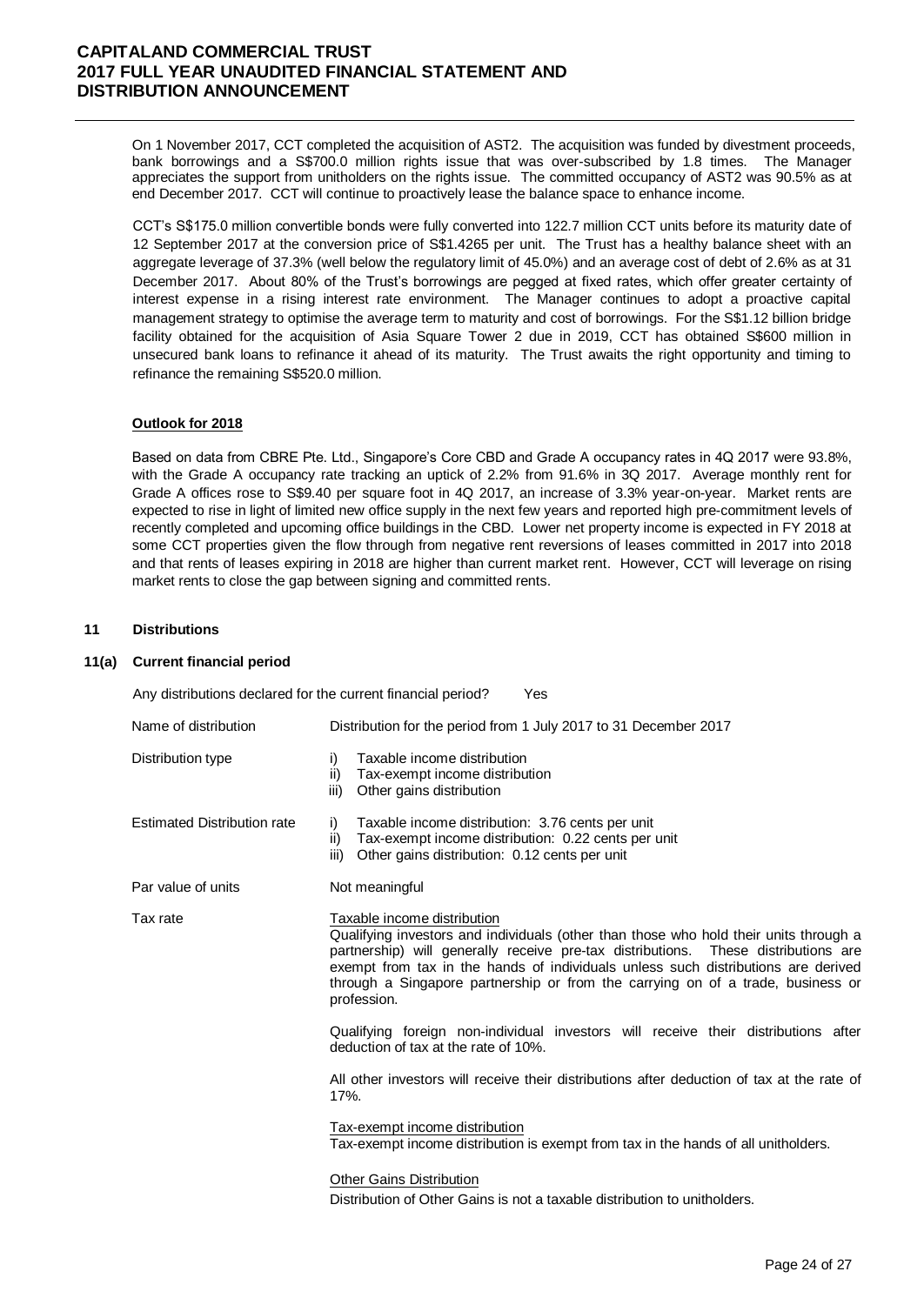On 1 November 2017, CCT completed the acquisition of AST2. The acquisition was funded by divestment proceeds, bank borrowings and a S$700.0 million rights issue that was over-subscribed by 1.8 times. The Manager appreciates the support from unitholders on the rights issue. The committed occupancy of AST2 was 90.5% as at end December 2017. CCT will continue to proactively lease the balance space to enhance income.

CCT's S$175.0 million convertible bonds were fully converted into 122.7 million CCT units before its maturity date of 12 September 2017 at the conversion price of S$1.4265 per unit. The Trust has a healthy balance sheet with an aggregate leverage of 37.3% (well below the regulatory limit of 45.0%) and an average cost of debt of 2.6% as at 31 December 2017. About 80% of the Trust's borrowings are pegged at fixed rates, which offer greater certainty of interest expense in a rising interest rate environment. The Manager continues to adopt a proactive capital management strategy to optimise the average term to maturity and cost of borrowings. For the S$1.12 billion bridge facility obtained for the acquisition of Asia Square Tower 2 due in 2019, CCT has obtained S$600 million in unsecured bank loans to refinance it ahead of its maturity. The Trust awaits the right opportunity and timing to refinance the remaining S$520.0 million.

**Outlook for 2018**

Based on data from CBRE Pte. Ltd., Singapore's Core CBD and Grade A occupancy rates in 4Q 2017 were 93.8%, with the Grade A occupancy rate tracking an uptick of 2.2% from 91.6% in 3Q 2017. Average monthly rent for Grade A offices rose to S$9.40 per square foot in 4Q 2017, an increase of 3.3% year-on-year. Market rents are expected to rise in light of limited new office supply in the next few years and reported high pre-commitment levels of recently completed and upcoming office buildings in the CBD. Lower net property income is expected in FY 2018 at some CCT properties given the flow through from negative rent reversions of leases committed in 2017 into 2018 and that rents of leases expiring in 2018 are higher than current market rent. However, CCT will leverage on rising market rents to close the gap between signing and committed rents.

## 11 Distributions

### 11(a) Current financial period

Any distributions declared for the current financial period? Yes

| | |
|---|---|
| Name of distribution | Distribution for the period from 1 July 2017 to 31 December 2017 |
| Distribution type | i) Taxable income distribution<br>ii) Tax-exempt income distribution<br>iii) Other gains distribution |
| Estimated Distribution rate | i) Taxable income distribution: 3.76 cents per unit<br>ii) Tax-exempt income distribution: 0.22 cents per unit<br>iii) Other gains distribution: 0.12 cents per unit |
| Par value of units | Not meaningful |
| Tax rate | Taxable income distribution<br>Qualifying investors and individuals (other than those who hold their units through a partnership) will generally receive pre-tax distributions. These distributions are exempt from tax in the hands of individuals unless such distributions are derived through a Singapore partnership or from the carrying on of a trade, business or profession.<br><br>Qualifying foreign non-individual investors will receive their distributions after deduction of tax at the rate of 10%.<br><br>All other investors will receive their distributions after deduction of tax at the rate of 17%.<br><br>Tax-exempt income distribution<br>Tax-exempt income distribution is exempt from tax in the hands of all unitholders.<br><br>Other Gains Distribution<br>Distribution of Other Gains is not a taxable distribution to unitholders. |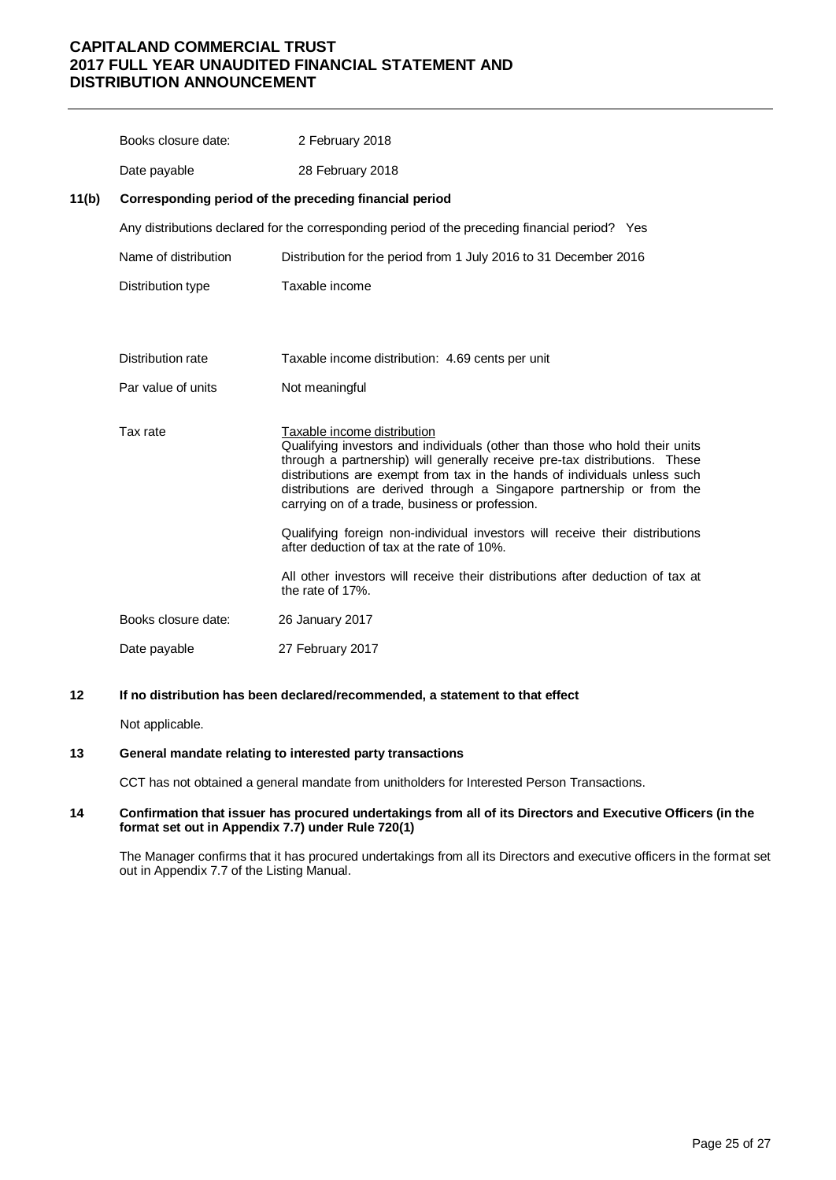| | |
|---|---|
| Books closure date: | 2 February 2018 |
| Date payable | 28 February 2018 |

**11(b) Corresponding period of the preceding financial period**

Any distributions declared for the corresponding period of the preceding financial period? Yes

| | |
|---|---|
| Name of distribution | Distribution for the period from 1 July 2016 to 31 December 2016 |
| Distribution type | Taxable income |
| Distribution rate | Taxable income distribution: 4.69 cents per unit |
| Par value of units | Not meaningful |
| Tax rate | Taxable income distribution<br>Qualifying investors and individuals (other than those who hold their units through a partnership) will generally receive pre-tax distributions. These distributions are exempt from tax in the hands of individuals unless such distributions are derived through a Singapore partnership or from the carrying on of a trade, business or profession.<br><br>Qualifying foreign non-individual investors will receive their distributions after deduction of tax at the rate of 10%.<br><br>All other investors will receive their distributions after deduction of tax at the rate of 17%. |
| Books closure date: | 26 January 2017 |
| Date payable | 27 February 2017 |

**12 If no distribution has been declared/recommended, a statement to that effect**

Not applicable.

**13 General mandate relating to interested party transactions**

CCT has not obtained a general mandate from unitholders for Interested Person Transactions.

**14 Confirmation that issuer has procured undertakings from all of its Directors and Executive Officers (in the format set out in Appendix 7.7) under Rule 720(1)**

The Manager confirms that it has procured undertakings from all its Directors and executive officers in the format set out in Appendix 7.7 of the Listing Manual.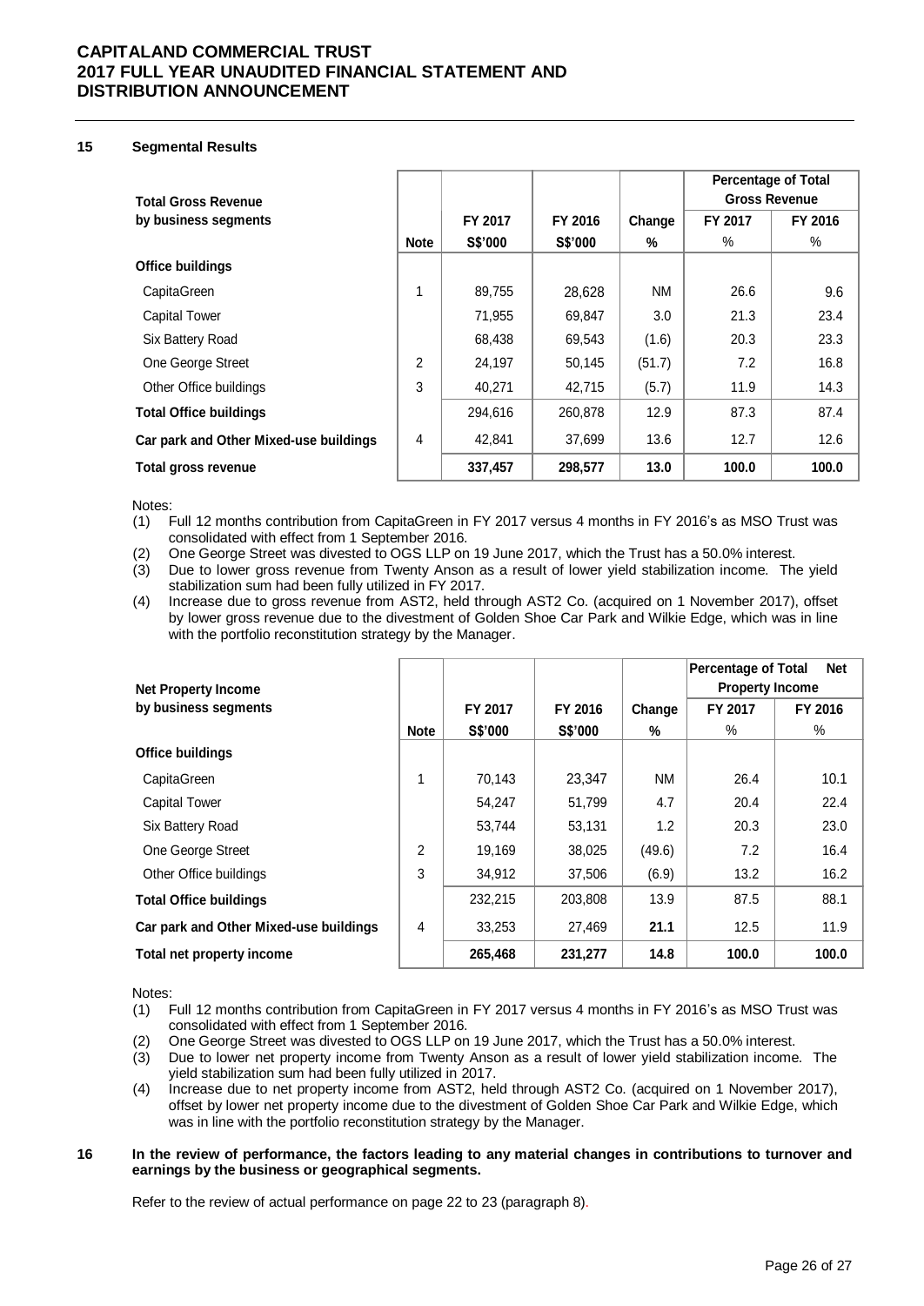## 15 Segmental Results

| Total Gross Revenue by business segments | Note | FY 2017 S$'000 | FY 2016 S$'000 | Change % | Percentage of Total Gross Revenue FY 2017 % | FY 2016 % |
|---|---|---|---|---|---|---|
| **Office buildings** | | | | | | |
| CapitaGreen | 1 | 89,755 | 28,628 | NM | 26.6 | 9.6 |
| Capital Tower | | 71,955 | 69,847 | 3.0 | 21.3 | 23.4 |
| Six Battery Road | | 68,438 | 69,543 | (1.6) | 20.3 | 23.3 |
| One George Street | 2 | 24,197 | 50,145 | (51.7) | 7.2 | 16.8 |
| Other Office buildings | 3 | 40,271 | 42,715 | (5.7) | 11.9 | 14.3 |
| **Total Office buildings** | | 294,616 | 260,878 | 12.9 | 87.3 | 87.4 |
| **Car park and Other Mixed-use buildings** | 4 | 42,841 | 37,699 | 13.6 | 12.7 | 12.6 |
| **Total gross revenue** | | **337,457** | **298,577** | **13.0** | **100.0** | **100.0** |

Notes:

(1) Full 12 months contribution from CapitaGreen in FY 2017 versus 4 months in FY 2016's as MSO Trust was consolidated with effect from 1 September 2016.

(2) One George Street was divested to OGS LLP on 19 June 2017, which the Trust has a 50.0% interest.

(3) Due to lower gross revenue from Twenty Anson as a result of lower yield stabilization income. The yield stabilization sum had been fully utilized in FY 2017.

(4) Increase due to gross revenue from AST2, held through AST2 Co. (acquired on 1 November 2017), offset by lower gross revenue due to the divestment of Golden Shoe Car Park and Wilkie Edge, which was in line with the portfolio reconstitution strategy by the Manager.

| Net Property Income by business segments | Note | FY 2017 S$'000 | FY 2016 S$'000 | Change % | Percentage of Total Net Property Income FY 2017 % | FY 2016 % |
|---|---|---|---|---|---|---|
| **Office buildings** | | | | | | |
| CapitaGreen | 1 | 70,143 | 23,347 | NM | 26.4 | 10.1 |
| Capital Tower | | 54,247 | 51,799 | 4.7 | 20.4 | 22.4 |
| Six Battery Road | | 53,744 | 53,131 | 1.2 | 20.3 | 23.0 |
| One George Street | 2 | 19,169 | 38,025 | (49.6) | 7.2 | 16.4 |
| Other Office buildings | 3 | 34,912 | 37,506 | (6.9) | 13.2 | 16.2 |
| **Total Office buildings** | | 232,215 | 203,808 | 13.9 | 87.5 | 88.1 |
| **Car park and Other Mixed-use buildings** | 4 | 33,253 | 27,469 | **21.1** | 12.5 | 11.9 |
| **Total net property income** | | **265,468** | **231,277** | **14.8** | **100.0** | **100.0** |

Notes:

(1) Full 12 months contribution from CapitaGreen in FY 2017 versus 4 months in FY 2016's as MSO Trust was consolidated with effect from 1 September 2016.

(2) One George Street was divested to OGS LLP on 19 June 2017, which the Trust has a 50.0% interest.

(3) Due to lower net property income from Twenty Anson as a result of lower yield stabilization income. The yield stabilization sum had been fully utilized in 2017.

(4) Increase due to net property income from AST2, held through AST2 Co. (acquired on 1 November 2017), offset by lower net property income due to the divestment of Golden Shoe Car Park and Wilkie Edge, which was in line with the portfolio reconstitution strategy by the Manager.

## 16 In the review of performance, the factors leading to any material changes in contributions to turnover and earnings by the business or geographical segments.

Refer to the review of actual performance on page 22 to 23 (paragraph 8).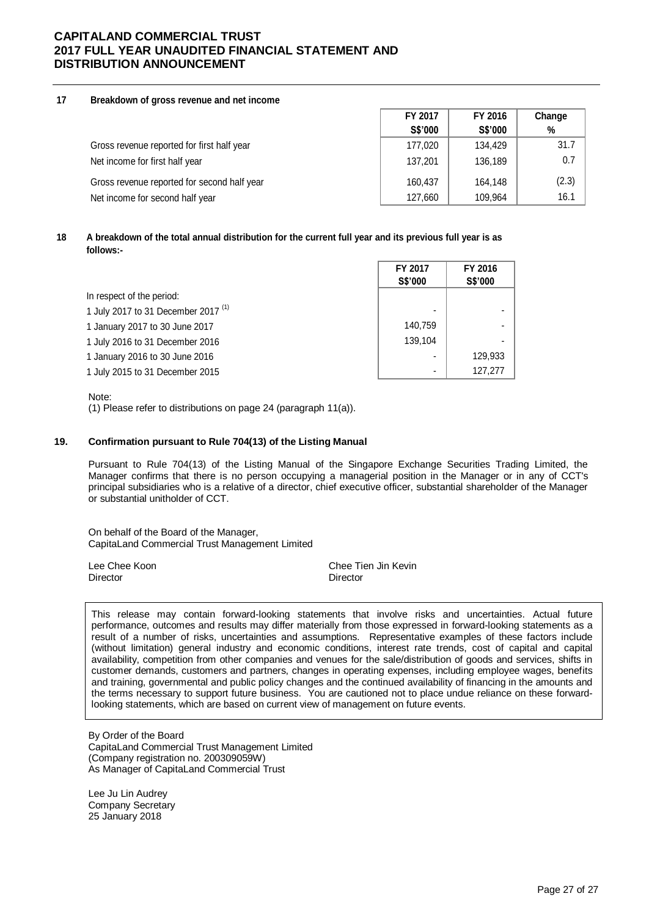## 17 Breakdown of gross revenue and net income

| | FY 2017 S$'000 | FY 2016 S$'000 | Change % |
|---|---|---|---|
| Gross revenue reported for first half year | 177,020 | 134,429 | 31.7 |
| Net income for first half year | 137,201 | 136,189 | 0.7 |
| Gross revenue reported for second half year | 160,437 | 164,148 | (2.3) |
| Net income for second half year | 127,660 | 109,964 | 16.1 |

## 18 A breakdown of the total annual distribution for the current full year and its previous full year is as follows:-

| | FY 2017 S$'000 | FY 2016 S$'000 |
|---|---|---|
| In respect of the period: | | |
| 1 July 2017 to 31 December 2017 [(1)] | - | - |
| 1 January 2017 to 30 June 2017 | 140,759 | - |
| 1 July 2016 to 31 December 2016 | 139,104 | - |
| 1 January 2016 to 30 June 2016 | - | 129,933 |
| 1 July 2015 to 31 December 2015 | - | 127,277 |

Note:
(1) Please refer to distributions on page 24 (paragraph 11(a)).

## 19. Confirmation pursuant to Rule 704(13) of the Listing Manual

Pursuant to Rule 704(13) of the Listing Manual of the Singapore Exchange Securities Trading Limited, the Manager confirms that there is no person occupying a managerial position in the Manager or in any of CCT's principal subsidiaries who is a relative of a director, chief executive officer, substantial shareholder of the Manager or substantial unitholder of CCT.

On behalf of the Board of the Manager,
CapitaLand Commercial Trust Management Limited

Lee Chee Koon
Director

Chee Tien Jin Kevin
Director

This release may contain forward-looking statements that involve risks and uncertainties. Actual future performance, outcomes and results may differ materially from those expressed in forward-looking statements as a result of a number of risks, uncertainties and assumptions. Representative examples of these factors include (without limitation) general industry and economic conditions, interest rate trends, cost of capital and capital availability, competition from other companies and venues for the sale/distribution of goods and services, shifts in customer demands, customers and partners, changes in operating expenses, including employee wages, benefits and training, governmental and public policy changes and the continued availability of financing in the amounts and the terms necessary to support future business. You are cautioned not to place undue reliance on these forward-looking statements, which are based on current view of management on future events.

By Order of the Board
CapitaLand Commercial Trust Management Limited
(Company registration no. 200309059W)
As Manager of CapitaLand Commercial Trust

Lee Ju Lin Audrey
Company Secretary
25 January 2018